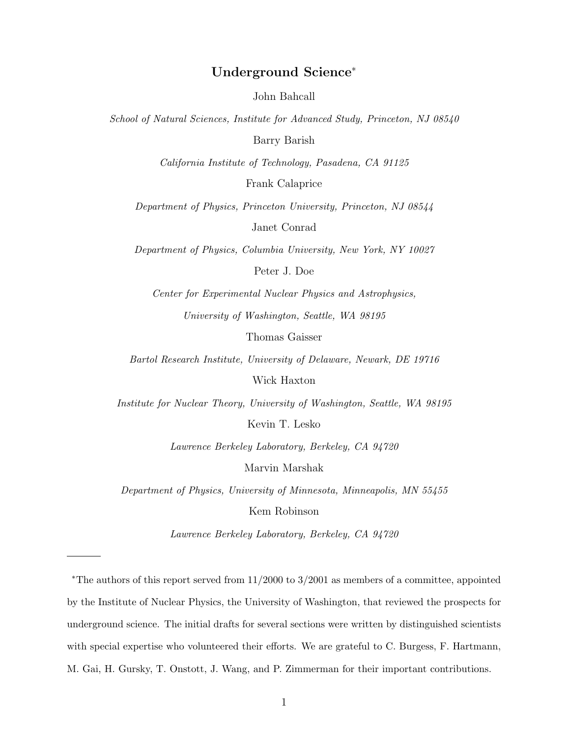# Underground Science[*]

John Bahcall

*School of Natural Sciences, Institute for Advanced Study, Princeton, NJ 08540*

Barry Barish

*California Institute of Technology, Pasadena, CA 91125*

Frank Calaprice

*Department of Physics, Princeton University, Princeton, NJ 08544*

Janet Conrad

*Department of Physics, Columbia University, New York, NY 10027*

Peter J. Doe

*Center for Experimental Nuclear Physics and Astrophysics,*

*University of Washington, Seattle, WA 98195*

Thomas Gaisser

*Bartol Research Institute, University of Delaware, Newark, DE 19716*

Wick Haxton

*Institute for Nuclear Theory, University of Washington, Seattle, WA 98195*

Kevin T. Lesko

*Lawrence Berkeley Laboratory, Berkeley, CA 94720*

Marvin Marshak

*Department of Physics, University of Minnesota, Minneapolis, MN 55455*

Kem Robinson

*Lawrence Berkeley Laboratory, Berkeley, CA 94720*

---

[*]The authors of this report served from 11/2000 to 3/2001 as members of a committee, appointed by the Institute of Nuclear Physics, the University of Washington, that reviewed the prospects for underground science. The initial drafts for several sections were written by distinguished scientists with special expertise who volunteered their efforts. We are grateful to C. Burgess, F. Hartmann, M. Gai, H. Gursky, T. Onstott, J. Wang, and P. Zimmerman for their important contributions.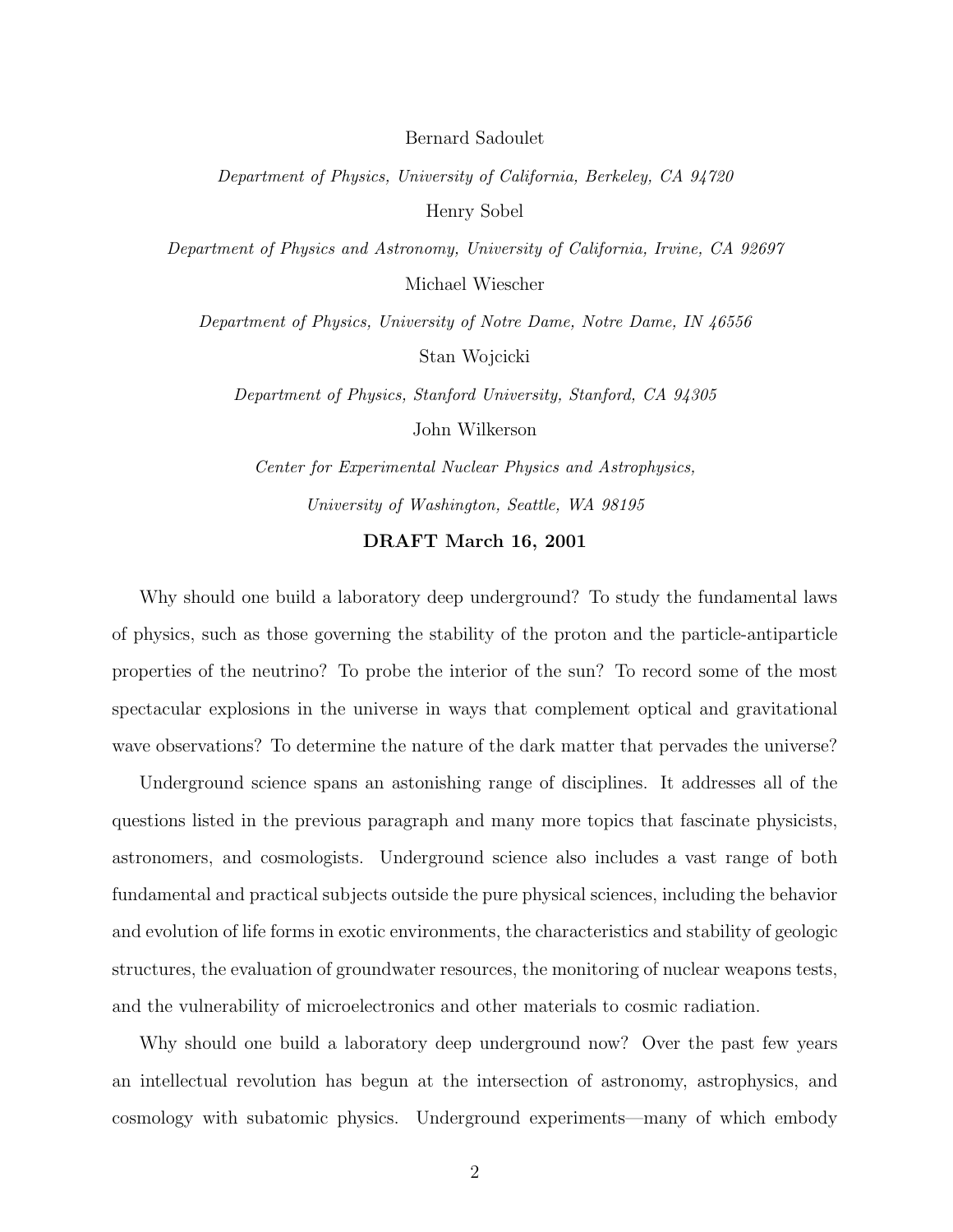Bernard Sadoulet

*Department of Physics, University of California, Berkeley, CA 94720*

Henry Sobel

*Department of Physics and Astronomy, University of California, Irvine, CA 92697*

Michael Wiescher

*Department of Physics, University of Notre Dame, Notre Dame, IN 46556*

Stan Wojcicki

*Department of Physics, Stanford University, Stanford, CA 94305*

John Wilkerson

*Center for Experimental Nuclear Physics and Astrophysics,*

*University of Washington, Seattle, WA 98195*

**DRAFT March 16, 2001**

Why should one build a laboratory deep underground? To study the fundamental laws of physics, such as those governing the stability of the proton and the particle-antiparticle properties of the neutrino? To probe the interior of the sun? To record some of the most spectacular explosions in the universe in ways that complement optical and gravitational wave observations? To determine the nature of the dark matter that pervades the universe?

Underground science spans an astonishing range of disciplines. It addresses all of the questions listed in the previous paragraph and many more topics that fascinate physicists, astronomers, and cosmologists. Underground science also includes a vast range of both fundamental and practical subjects outside the pure physical sciences, including the behavior and evolution of life forms in exotic environments, the characteristics and stability of geologic structures, the evaluation of groundwater resources, the monitoring of nuclear weapons tests, and the vulnerability of microelectronics and other materials to cosmic radiation.

Why should one build a laboratory deep underground now? Over the past few years an intellectual revolution has begun at the intersection of astronomy, astrophysics, and cosmology with subatomic physics. Underground experiments—many of which embody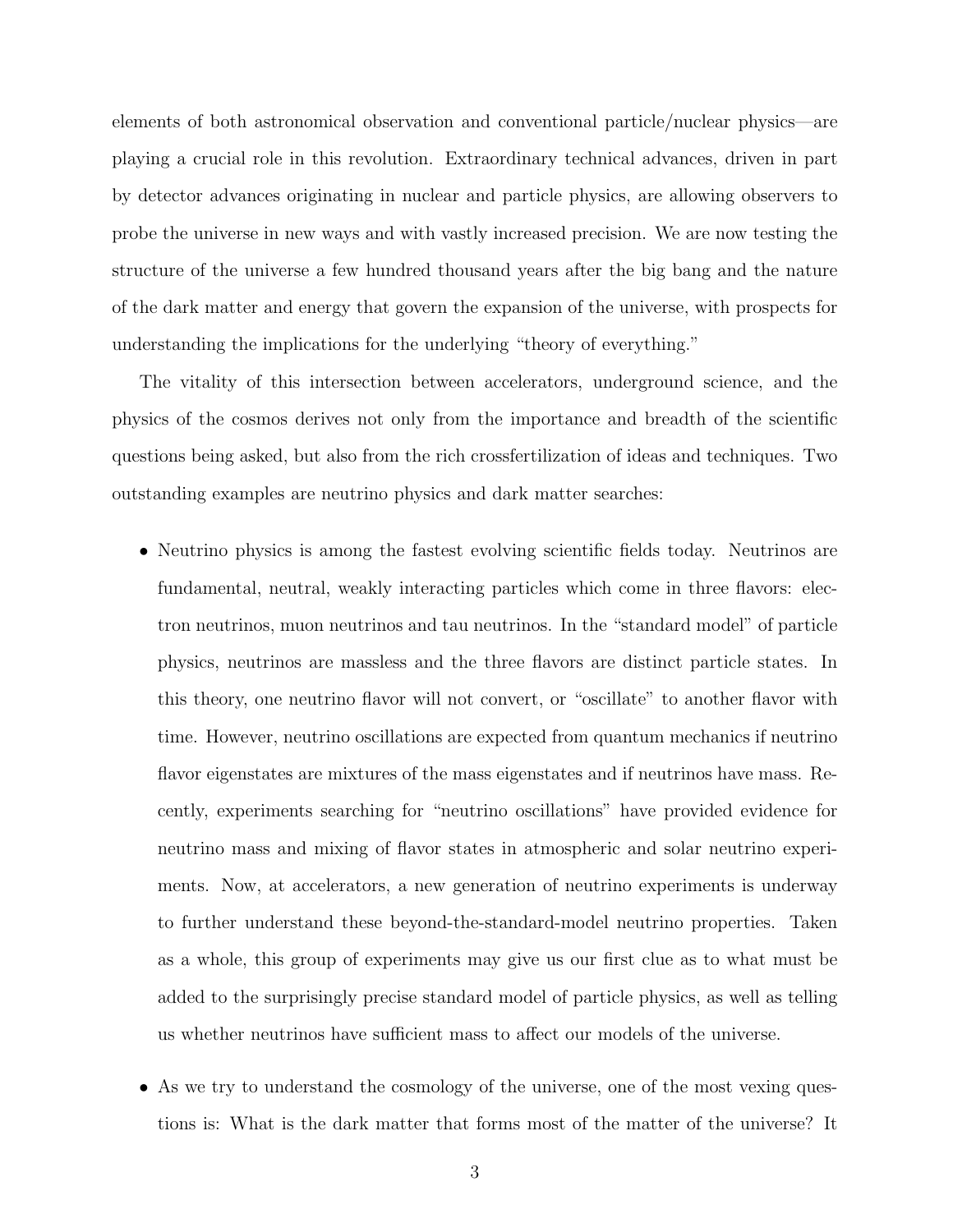elements of both astronomical observation and conventional particle/nuclear physics—are playing a crucial role in this revolution. Extraordinary technical advances, driven in part by detector advances originating in nuclear and particle physics, are allowing observers to probe the universe in new ways and with vastly increased precision. We are now testing the structure of the universe a few hundred thousand years after the big bang and the nature of the dark matter and energy that govern the expansion of the universe, with prospects for understanding the implications for the underlying "theory of everything."

The vitality of this intersection between accelerators, underground science, and the physics of the cosmos derives not only from the importance and breadth of the scientific questions being asked, but also from the rich crossfertilization of ideas and techniques. Two outstanding examples are neutrino physics and dark matter searches:

- Neutrino physics is among the fastest evolving scientific fields today. Neutrinos are fundamental, neutral, weakly interacting particles which come in three flavors: electron neutrinos, muon neutrinos and tau neutrinos. In the "standard model" of particle physics, neutrinos are massless and the three flavors are distinct particle states. In this theory, one neutrino flavor will not convert, or "oscillate" to another flavor with time. However, neutrino oscillations are expected from quantum mechanics if neutrino flavor eigenstates are mixtures of the mass eigenstates and if neutrinos have mass. Recently, experiments searching for "neutrino oscillations" have provided evidence for neutrino mass and mixing of flavor states in atmospheric and solar neutrino experiments. Now, at accelerators, a new generation of neutrino experiments is underway to further understand these beyond-the-standard-model neutrino properties. Taken as a whole, this group of experiments may give us our first clue as to what must be added to the surprisingly precise standard model of particle physics, as well as telling us whether neutrinos have sufficient mass to affect our models of the universe.

- As we try to understand the cosmology of the universe, one of the most vexing questions is: What is the dark matter that forms most of the matter of the universe? It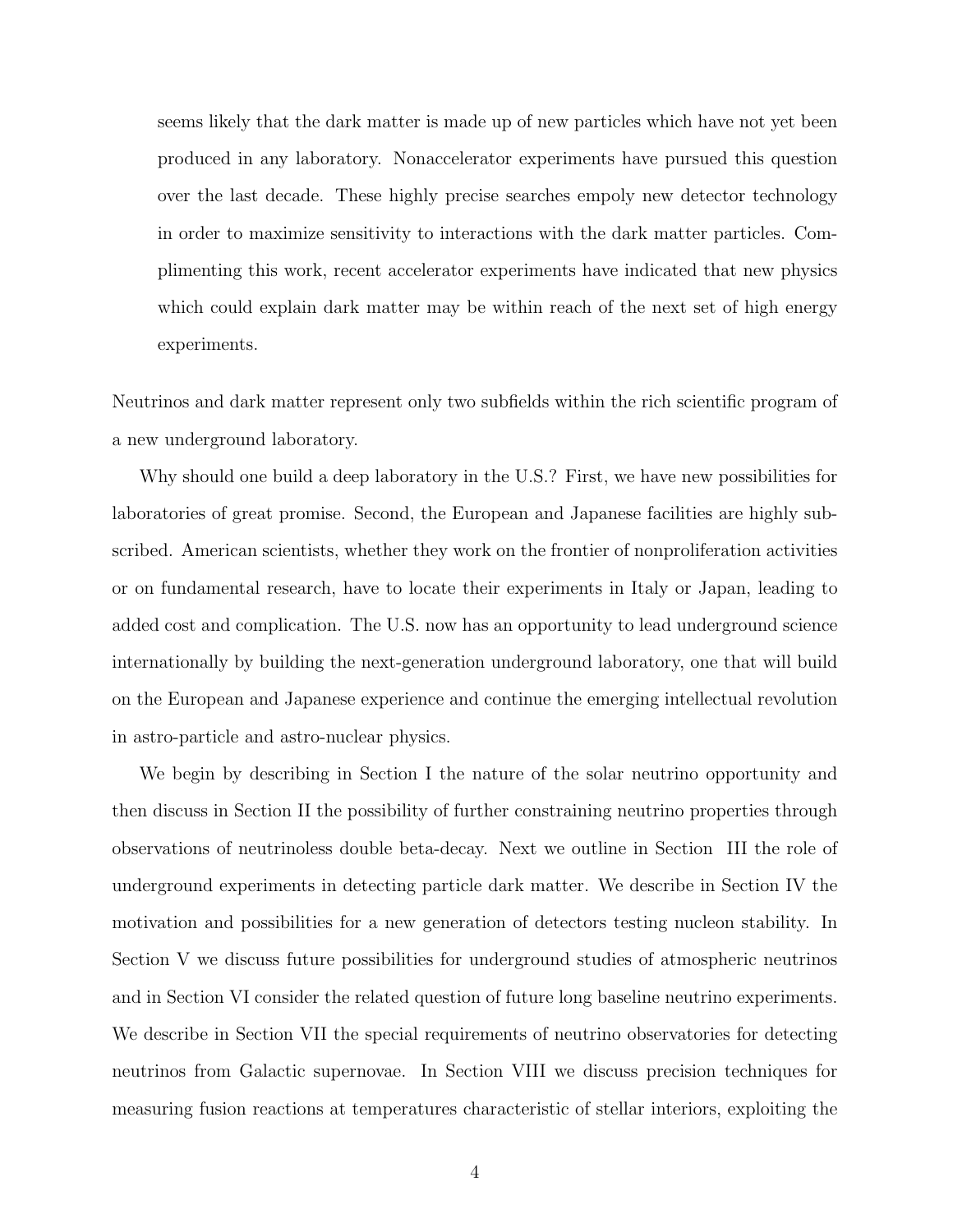> seems likely that the dark matter is made up of new particles which have not yet been produced in any laboratory. Nonaccelerator experiments have pursued this question over the last decade. These highly precise searches empoly new detector technology in order to maximize sensitivity to interactions with the dark matter particles. Complimenting this work, recent accelerator experiments have indicated that new physics which could explain dark matter may be within reach of the next set of high energy experiments.

Neutrinos and dark matter represent only two subfields within the rich scientific program of a new underground laboratory.

Why should one build a deep laboratory in the U.S.? First, we have new possibilities for laboratories of great promise. Second, the European and Japanese facilities are highly subscribed. American scientists, whether they work on the frontier of nonproliferation activities or on fundamental research, have to locate their experiments in Italy or Japan, leading to added cost and complication. The U.S. now has an opportunity to lead underground science internationally by building the next-generation underground laboratory, one that will build on the European and Japanese experience and continue the emerging intellectual revolution in astro-particle and astro-nuclear physics.

We begin by describing in Section I the nature of the solar neutrino opportunity and then discuss in Section II the possibility of further constraining neutrino properties through observations of neutrinoless double beta-decay. Next we outline in Section III the role of underground experiments in detecting particle dark matter. We describe in Section IV the motivation and possibilities for a new generation of detectors testing nucleon stability. In Section V we discuss future possibilities for underground studies of atmospheric neutrinos and in Section VI consider the related question of future long baseline neutrino experiments. We describe in Section VII the special requirements of neutrino observatories for detecting neutrinos from Galactic supernovae. In Section VIII we discuss precision techniques for measuring fusion reactions at temperatures characteristic of stellar interiors, exploiting the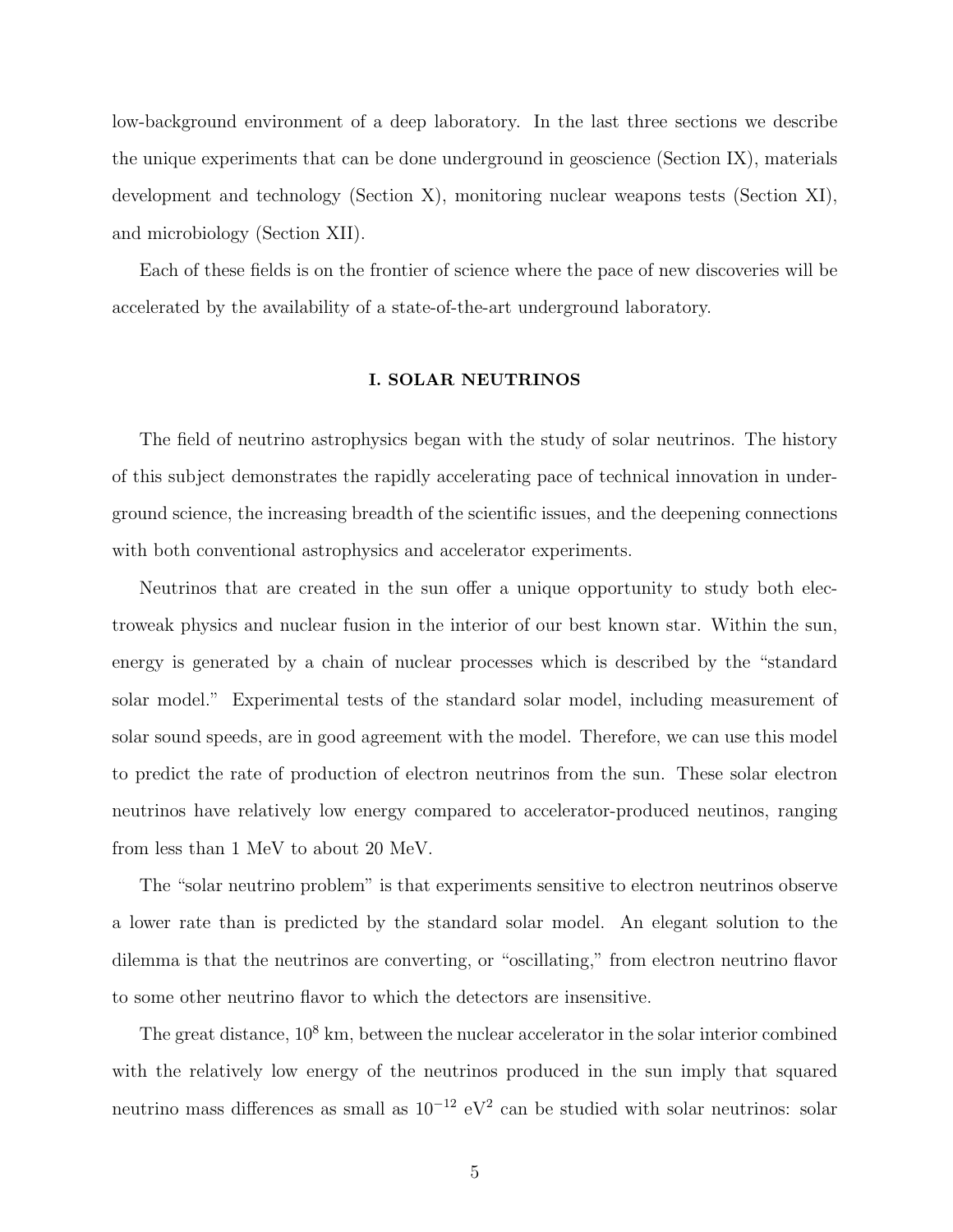low-background environment of a deep laboratory. In the last three sections we describe the unique experiments that can be done underground in geoscience (Section IX), materials development and technology (Section X), monitoring nuclear weapons tests (Section XI), and microbiology (Section XII).

Each of these fields is on the frontier of science where the pace of new discoveries will be accelerated by the availability of a state-of-the-art underground laboratory.

## I. SOLAR NEUTRINOS

The field of neutrino astrophysics began with the study of solar neutrinos. The history of this subject demonstrates the rapidly accelerating pace of technical innovation in underground science, the increasing breadth of the scientific issues, and the deepening connections with both conventional astrophysics and accelerator experiments.

Neutrinos that are created in the sun offer a unique opportunity to study both electroweak physics and nuclear fusion in the interior of our best known star. Within the sun, energy is generated by a chain of nuclear processes which is described by the "standard solar model." Experimental tests of the standard solar model, including measurement of solar sound speeds, are in good agreement with the model. Therefore, we can use this model to predict the rate of production of electron neutrinos from the sun. These solar electron neutrinos have relatively low energy compared to accelerator-produced neutinos, ranging from less than 1 MeV to about 20 MeV.

The "solar neutrino problem" is that experiments sensitive to electron neutrinos observe a lower rate than is predicted by the standard solar model. An elegant solution to the dilemma is that the neutrinos are converting, or "oscillating," from electron neutrino flavor to some other neutrino flavor to which the detectors are insensitive.

The great distance, $10^8$ km, between the nuclear accelerator in the solar interior combined with the relatively low energy of the neutrinos produced in the sun imply that squared neutrino mass differences as small as $10^{-12}$ $\text{eV}^2$ can be studied with solar neutrinos: solar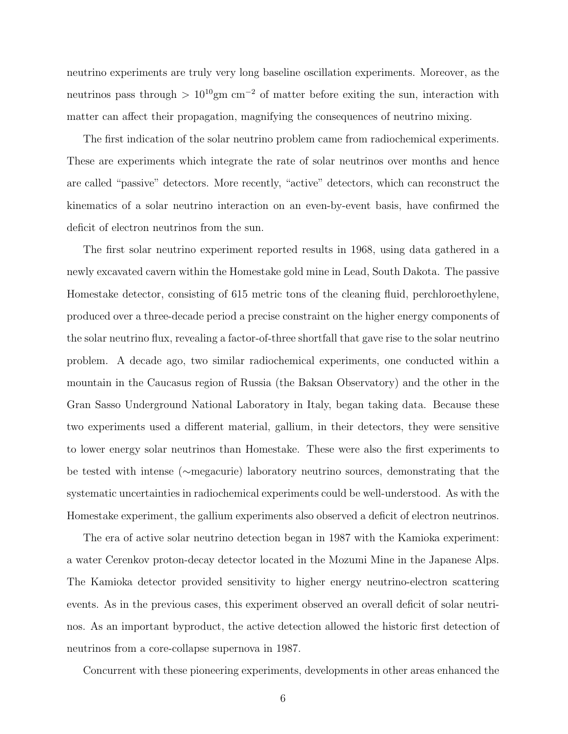neutrino experiments are truly very long baseline oscillation experiments. Moreover, as the neutrinos pass through $> 10^{10}$gm cm$^{-2}$ of matter before exiting the sun, interaction with matter can affect their propagation, magnifying the consequences of neutrino mixing.

The first indication of the solar neutrino problem came from radiochemical experiments. These are experiments which integrate the rate of solar neutrinos over months and hence are called "passive" detectors. More recently, "active" detectors, which can reconstruct the kinematics of a solar neutrino interaction on an even-by-event basis, have confirmed the deficit of electron neutrinos from the sun.

The first solar neutrino experiment reported results in 1968, using data gathered in a newly excavated cavern within the Homestake gold mine in Lead, South Dakota. The passive Homestake detector, consisting of 615 metric tons of the cleaning fluid, perchloroethylene, produced over a three-decade period a precise constraint on the higher energy components of the solar neutrino flux, revealing a factor-of-three shortfall that gave rise to the solar neutrino problem. A decade ago, two similar radiochemical experiments, one conducted within a mountain in the Caucasus region of Russia (the Baksan Observatory) and the other in the Gran Sasso Underground National Laboratory in Italy, began taking data. Because these two experiments used a different material, gallium, in their detectors, they were sensitive to lower energy solar neutrinos than Homestake. These were also the first experiments to be tested with intense ($\sim$megacurie) laboratory neutrino sources, demonstrating that the systematic uncertainties in radiochemical experiments could be well-understood. As with the Homestake experiment, the gallium experiments also observed a deficit of electron neutrinos.

The era of active solar neutrino detection began in 1987 with the Kamioka experiment: a water Cerenkov proton-decay detector located in the Mozumi Mine in the Japanese Alps. The Kamioka detector provided sensitivity to higher energy neutrino-electron scattering events. As in the previous cases, this experiment observed an overall deficit of solar neutrinos. As an important byproduct, the active detection allowed the historic first detection of neutrinos from a core-collapse supernova in 1987.

Concurrent with these pioneering experiments, developments in other areas enhanced the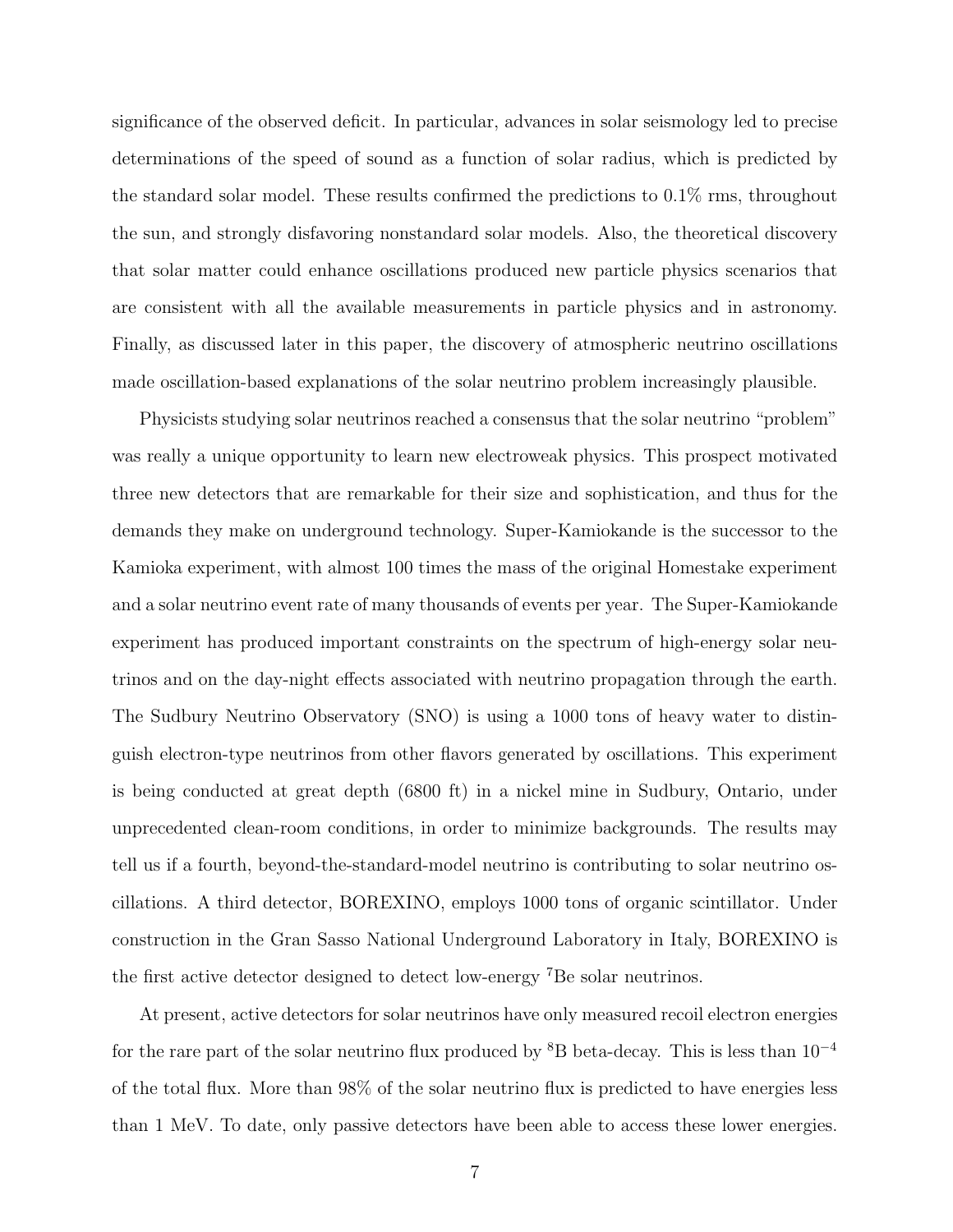significance of the observed deficit. In particular, advances in solar seismology led to precise determinations of the speed of sound as a function of solar radius, which is predicted by the standard solar model. These results confirmed the predictions to 0.1% rms, throughout the sun, and strongly disfavoring nonstandard solar models. Also, the theoretical discovery that solar matter could enhance oscillations produced new particle physics scenarios that are consistent with all the available measurements in particle physics and in astronomy. Finally, as discussed later in this paper, the discovery of atmospheric neutrino oscillations made oscillation-based explanations of the solar neutrino problem increasingly plausible.

Physicists studying solar neutrinos reached a consensus that the solar neutrino "problem" was really a unique opportunity to learn new electroweak physics. This prospect motivated three new detectors that are remarkable for their size and sophistication, and thus for the demands they make on underground technology. Super-Kamiokande is the successor to the Kamioka experiment, with almost 100 times the mass of the original Homestake experiment and a solar neutrino event rate of many thousands of events per year. The Super-Kamiokande experiment has produced important constraints on the spectrum of high-energy solar neutrinos and on the day-night effects associated with neutrino propagation through the earth. The Sudbury Neutrino Observatory (SNO) is using a 1000 tons of heavy water to distinguish electron-type neutrinos from other flavors generated by oscillations. This experiment is being conducted at great depth (6800 ft) in a nickel mine in Sudbury, Ontario, under unprecedented clean-room conditions, in order to minimize backgrounds. The results may tell us if a fourth, beyond-the-standard-model neutrino is contributing to solar neutrino oscillations. A third detector, BOREXINO, employs 1000 tons of organic scintillator. Under construction in the Gran Sasso National Underground Laboratory in Italy, BOREXINO is the first active detector designed to detect low-energy $^{7}$Be solar neutrinos.

At present, active detectors for solar neutrinos have only measured recoil electron energies for the rare part of the solar neutrino flux produced by $^{8}$B beta-decay. This is less than $10^{-4}$ of the total flux. More than 98% of the solar neutrino flux is predicted to have energies less than 1 MeV. To date, only passive detectors have been able to access these lower energies.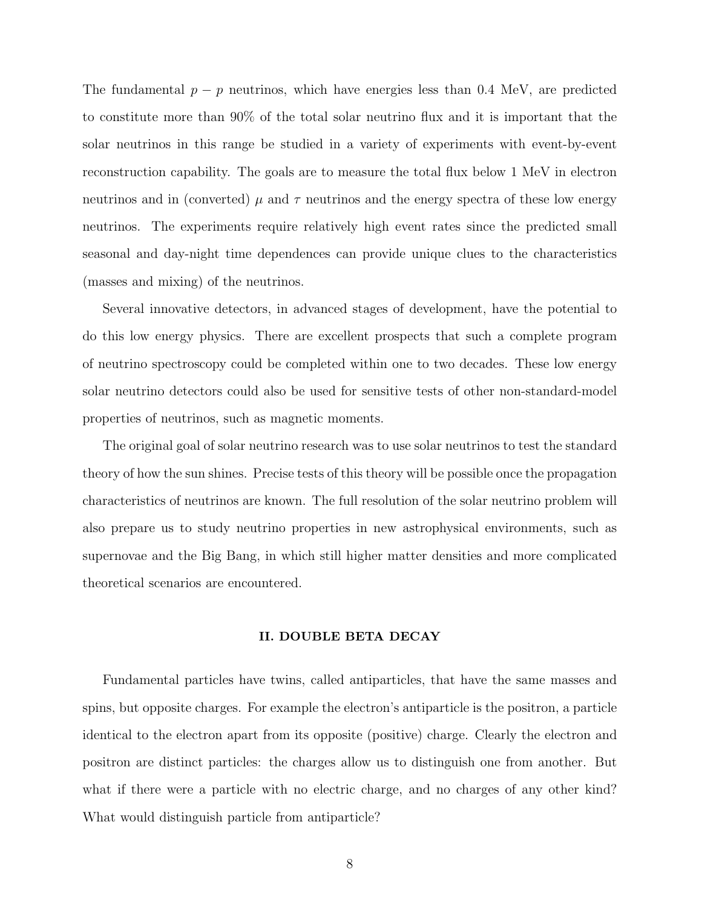The fundamental $p - p$ neutrinos, which have energies less than 0.4 MeV, are predicted to constitute more than 90% of the total solar neutrino flux and it is important that the solar neutrinos in this range be studied in a variety of experiments with event-by-event reconstruction capability. The goals are to measure the total flux below 1 MeV in electron neutrinos and in (converted) $\mu$ and $\tau$ neutrinos and the energy spectra of these low energy neutrinos. The experiments require relatively high event rates since the predicted small seasonal and day-night time dependences can provide unique clues to the characteristics (masses and mixing) of the neutrinos.

Several innovative detectors, in advanced stages of development, have the potential to do this low energy physics. There are excellent prospects that such a complete program of neutrino spectroscopy could be completed within one to two decades. These low energy solar neutrino detectors could also be used for sensitive tests of other non-standard-model properties of neutrinos, such as magnetic moments.

The original goal of solar neutrino research was to use solar neutrinos to test the standard theory of how the sun shines. Precise tests of this theory will be possible once the propagation characteristics of neutrinos are known. The full resolution of the solar neutrino problem will also prepare us to study neutrino properties in new astrophysical environments, such as supernovae and the Big Bang, in which still higher matter densities and more complicated theoretical scenarios are encountered.

## II. DOUBLE BETA DECAY

Fundamental particles have twins, called antiparticles, that have the same masses and spins, but opposite charges. For example the electron's antiparticle is the positron, a particle identical to the electron apart from its opposite (positive) charge. Clearly the electron and positron are distinct particles: the charges allow us to distinguish one from another. But what if there were a particle with no electric charge, and no charges of any other kind? What would distinguish particle from antiparticle?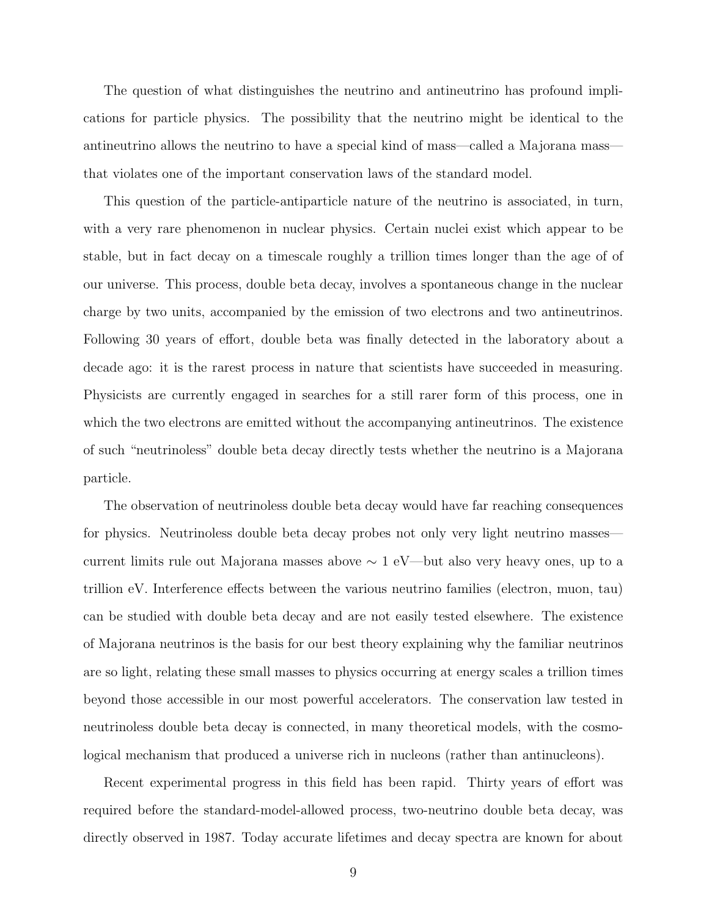The question of what distinguishes the neutrino and antineutrino has profound implications for particle physics. The possibility that the neutrino might be identical to the antineutrino allows the neutrino to have a special kind of mass—called a Majorana mass—that violates one of the important conservation laws of the standard model.

This question of the particle-antiparticle nature of the neutrino is associated, in turn, with a very rare phenomenon in nuclear physics. Certain nuclei exist which appear to be stable, but in fact decay on a timescale roughly a trillion times longer than the age of of our universe. This process, double beta decay, involves a spontaneous change in the nuclear charge by two units, accompanied by the emission of two electrons and two antineutrinos. Following 30 years of effort, double beta was finally detected in the laboratory about a decade ago: it is the rarest process in nature that scientists have succeeded in measuring. Physicists are currently engaged in searches for a still rarer form of this process, one in which the two electrons are emitted without the accompanying antineutrinos. The existence of such "neutrinoless" double beta decay directly tests whether the neutrino is a Majorana particle.

The observation of neutrinoless double beta decay would have far reaching consequences for physics. Neutrinoless double beta decay probes not only very light neutrino masses—current limits rule out Majorana masses above $\sim 1$ eV—but also very heavy ones, up to a trillion eV. Interference effects between the various neutrino families (electron, muon, tau) can be studied with double beta decay and are not easily tested elsewhere. The existence of Majorana neutrinos is the basis for our best theory explaining why the familiar neutrinos are so light, relating these small masses to physics occurring at energy scales a trillion times beyond those accessible in our most powerful accelerators. The conservation law tested in neutrinoless double beta decay is connected, in many theoretical models, with the cosmological mechanism that produced a universe rich in nucleons (rather than antinucleons).

Recent experimental progress in this field has been rapid. Thirty years of effort was required before the standard-model-allowed process, two-neutrino double beta decay, was directly observed in 1987. Today accurate lifetimes and decay spectra are known for about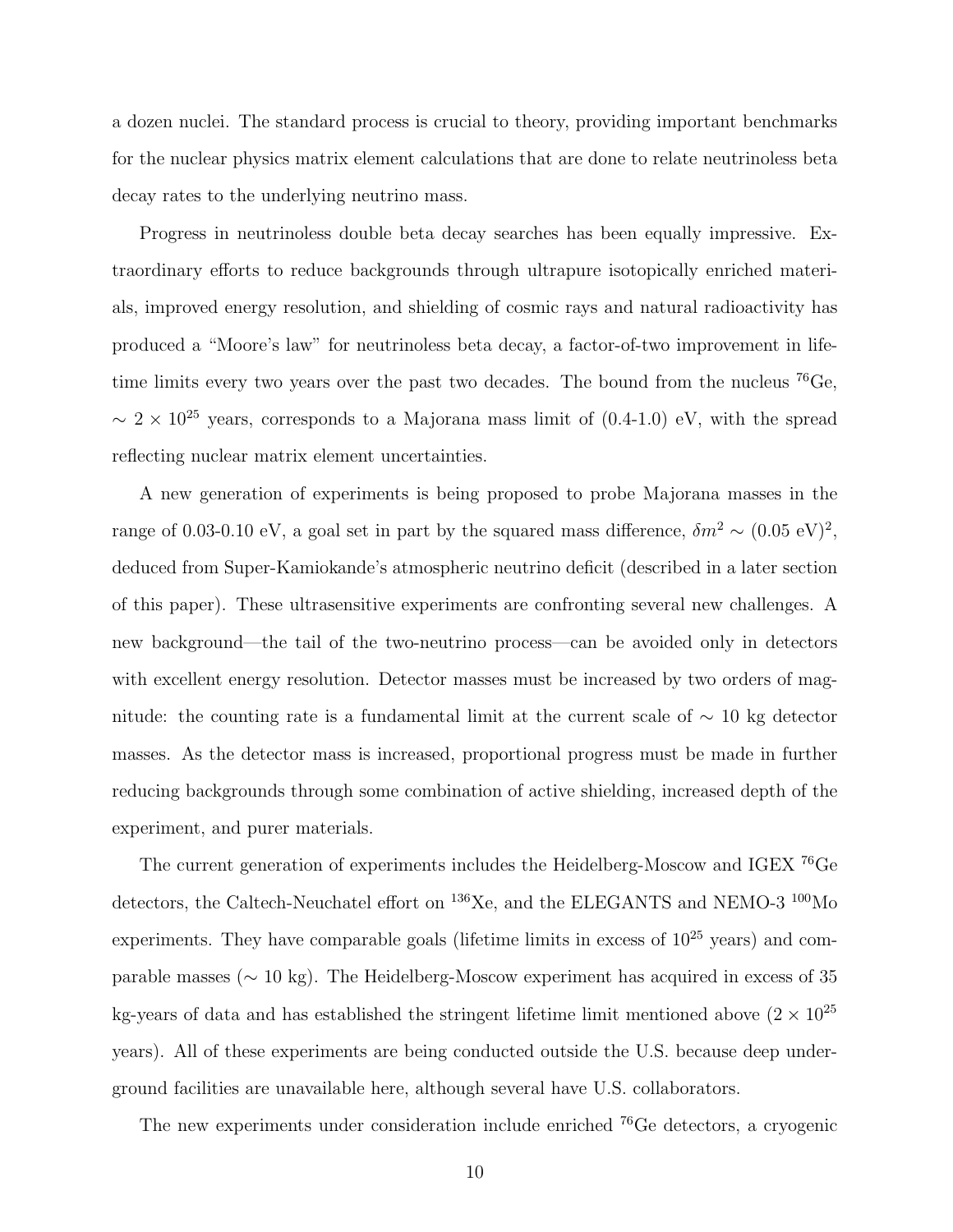a dozen nuclei. The standard process is crucial to theory, providing important benchmarks for the nuclear physics matrix element calculations that are done to relate neutrinoless beta decay rates to the underlying neutrino mass.

Progress in neutrinoless double beta decay searches has been equally impressive. Extraordinary efforts to reduce backgrounds through ultrapure isotopically enriched materials, improved energy resolution, and shielding of cosmic rays and natural radioactivity has produced a "Moore's law" for neutrinoless beta decay, a factor-of-two improvement in lifetime limits every two years over the past two decades. The bound from the nucleus $^{76}$Ge, $\sim 2 \times 10^{25}$ years, corresponds to a Majorana mass limit of (0.4-1.0) eV, with the spread reflecting nuclear matrix element uncertainties.

A new generation of experiments is being proposed to probe Majorana masses in the range of 0.03-0.10 eV, a goal set in part by the squared mass difference, $\delta m^2 \sim (0.05 \text{ eV})^2$, deduced from Super-Kamiokande's atmospheric neutrino deficit (described in a later section of this paper). These ultrasensitive experiments are confronting several new challenges. A new background—the tail of the two-neutrino process—can be avoided only in detectors with excellent energy resolution. Detector masses must be increased by two orders of magnitude: the counting rate is a fundamental limit at the current scale of $\sim$ 10 kg detector masses. As the detector mass is increased, proportional progress must be made in further reducing backgrounds through some combination of active shielding, increased depth of the experiment, and purer materials.

The current generation of experiments includes the Heidelberg-Moscow and IGEX $^{76}$Ge detectors, the Caltech-Neuchatel effort on $^{136}$Xe, and the ELEGANTS and NEMO-3 $^{100}$Mo experiments. They have comparable goals (lifetime limits in excess of $10^{25}$ years) and comparable masses ($\sim$ 10 kg). The Heidelberg-Moscow experiment has acquired in excess of 35 kg-years of data and has established the stringent lifetime limit mentioned above ($2 \times 10^{25}$ years). All of these experiments are being conducted outside the U.S. because deep underground facilities are unavailable here, although several have U.S. collaborators.

The new experiments under consideration include enriched $^{76}$Ge detectors, a cryogenic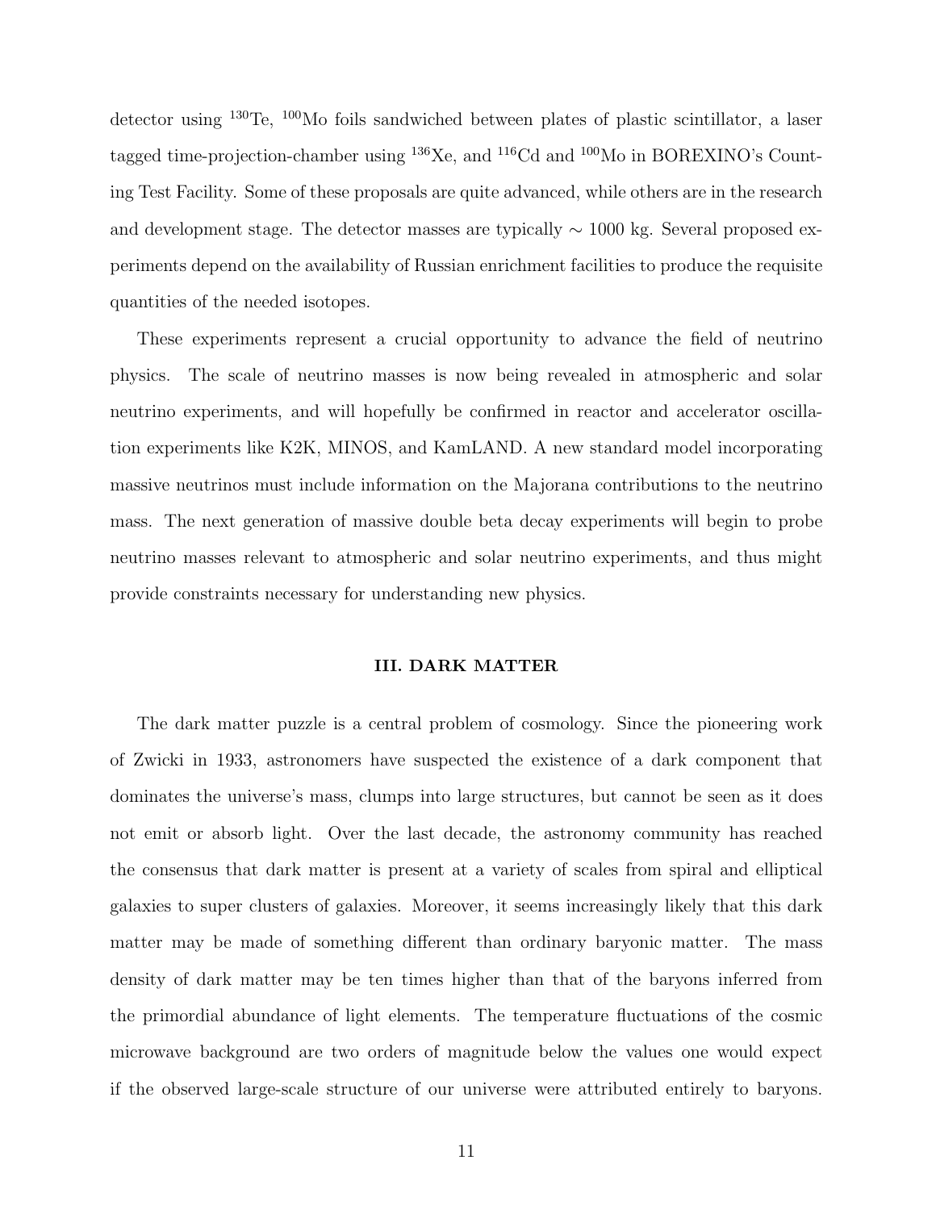detector using $^{130}$Te, $^{100}$Mo foils sandwiched between plates of plastic scintillator, a laser tagged time-projection-chamber using $^{136}$Xe, and $^{116}$Cd and $^{100}$Mo in BOREXINO's Counting Test Facility. Some of these proposals are quite advanced, while others are in the research and development stage. The detector masses are typically $\sim$ 1000 kg. Several proposed experiments depend on the availability of Russian enrichment facilities to produce the requisite quantities of the needed isotopes.

These experiments represent a crucial opportunity to advance the field of neutrino physics. The scale of neutrino masses is now being revealed in atmospheric and solar neutrino experiments, and will hopefully be confirmed in reactor and accelerator oscillation experiments like K2K, MINOS, and KamLAND. A new standard model incorporating massive neutrinos must include information on the Majorana contributions to the neutrino mass. The next generation of massive double beta decay experiments will begin to probe neutrino masses relevant to atmospheric and solar neutrino experiments, and thus might provide constraints necessary for understanding new physics.

## III. DARK MATTER

The dark matter puzzle is a central problem of cosmology. Since the pioneering work of Zwicki in 1933, astronomers have suspected the existence of a dark component that dominates the universe's mass, clumps into large structures, but cannot be seen as it does not emit or absorb light. Over the last decade, the astronomy community has reached the consensus that dark matter is present at a variety of scales from spiral and elliptical galaxies to super clusters of galaxies. Moreover, it seems increasingly likely that this dark matter may be made of something different than ordinary baryonic matter. The mass density of dark matter may be ten times higher than that of the baryons inferred from the primordial abundance of light elements. The temperature fluctuations of the cosmic microwave background are two orders of magnitude below the values one would expect if the observed large-scale structure of our universe were attributed entirely to baryons.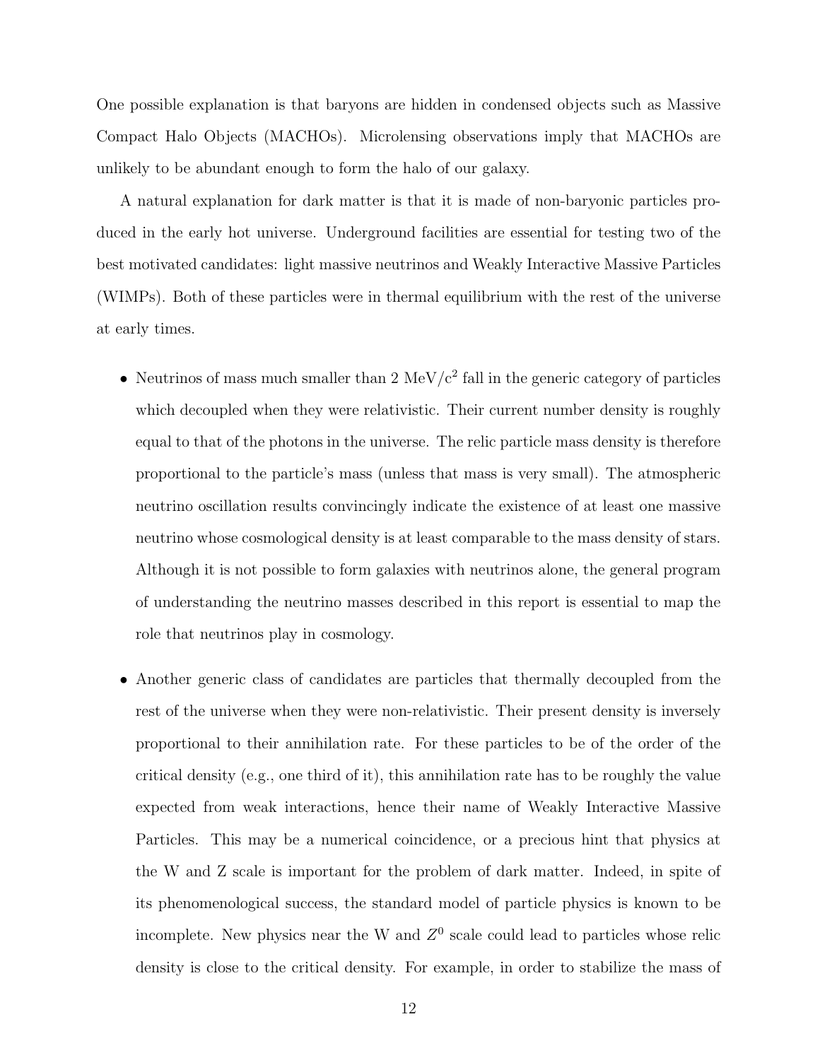One possible explanation is that baryons are hidden in condensed objects such as Massive Compact Halo Objects (MACHOs). Microlensing observations imply that MACHOs are unlikely to be abundant enough to form the halo of our galaxy.

A natural explanation for dark matter is that it is made of non-baryonic particles produced in the early hot universe. Underground facilities are essential for testing two of the best motivated candidates: light massive neutrinos and Weakly Interactive Massive Particles (WIMPs). Both of these particles were in thermal equilibrium with the rest of the universe at early times.

- Neutrinos of mass much smaller than 2 MeV/$c^2$ fall in the generic category of particles which decoupled when they were relativistic. Their current number density is roughly equal to that of the photons in the universe. The relic particle mass density is therefore proportional to the particle's mass (unless that mass is very small). The atmospheric neutrino oscillation results convincingly indicate the existence of at least one massive neutrino whose cosmological density is at least comparable to the mass density of stars. Although it is not possible to form galaxies with neutrinos alone, the general program of understanding the neutrino masses described in this report is essential to map the role that neutrinos play in cosmology.

- Another generic class of candidates are particles that thermally decoupled from the rest of the universe when they were non-relativistic. Their present density is inversely proportional to their annihilation rate. For these particles to be of the order of the critical density (e.g., one third of it), this annihilation rate has to be roughly the value expected from weak interactions, hence their name of Weakly Interactive Massive Particles. This may be a numerical coincidence, or a precious hint that physics at the W and Z scale is important for the problem of dark matter. Indeed, in spite of its phenomenological success, the standard model of particle physics is known to be incomplete. New physics near the W and $Z^0$ scale could lead to particles whose relic density is close to the critical density. For example, in order to stabilize the mass of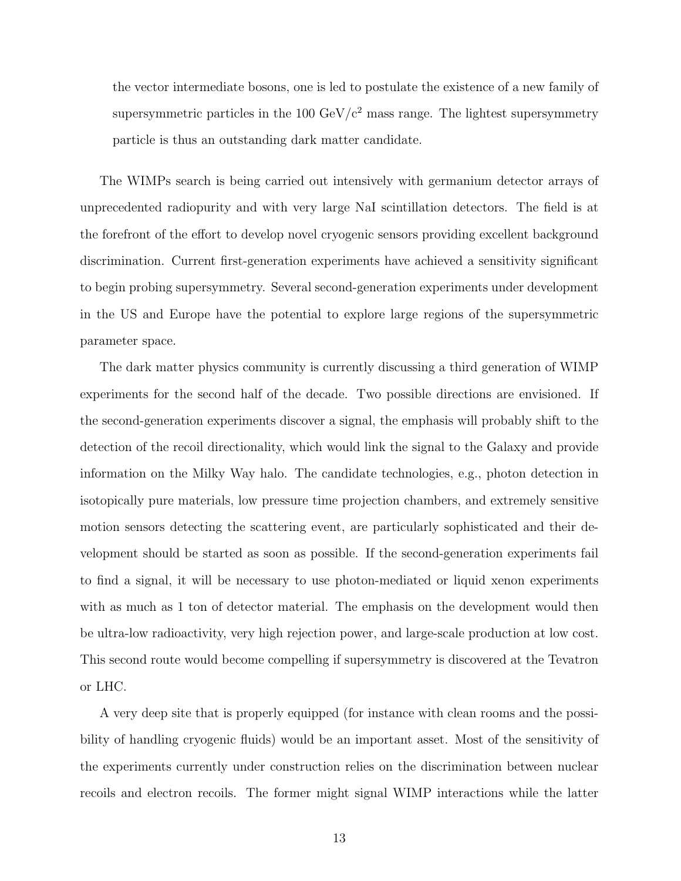the vector intermediate bosons, one is led to postulate the existence of a new family of supersymmetric particles in the 100 GeV/$c^2$ mass range. The lightest supersymmetry particle is thus an outstanding dark matter candidate.

The WIMPs search is being carried out intensively with germanium detector arrays of unprecedented radiopurity and with very large NaI scintillation detectors. The field is at the forefront of the effort to develop novel cryogenic sensors providing excellent background discrimination. Current first-generation experiments have achieved a sensitivity significant to begin probing supersymmetry. Several second-generation experiments under development in the US and Europe have the potential to explore large regions of the supersymmetric parameter space.

The dark matter physics community is currently discussing a third generation of WIMP experiments for the second half of the decade. Two possible directions are envisioned. If the second-generation experiments discover a signal, the emphasis will probably shift to the detection of the recoil directionality, which would link the signal to the Galaxy and provide information on the Milky Way halo. The candidate technologies, e.g., photon detection in isotopically pure materials, low pressure time projection chambers, and extremely sensitive motion sensors detecting the scattering event, are particularly sophisticated and their development should be started as soon as possible. If the second-generation experiments fail to find a signal, it will be necessary to use photon-mediated or liquid xenon experiments with as much as 1 ton of detector material. The emphasis on the development would then be ultra-low radioactivity, very high rejection power, and large-scale production at low cost. This second route would become compelling if supersymmetry is discovered at the Tevatron or LHC.

A very deep site that is properly equipped (for instance with clean rooms and the possibility of handling cryogenic fluids) would be an important asset. Most of the sensitivity of the experiments currently under construction relies on the discrimination between nuclear recoils and electron recoils. The former might signal WIMP interactions while the latter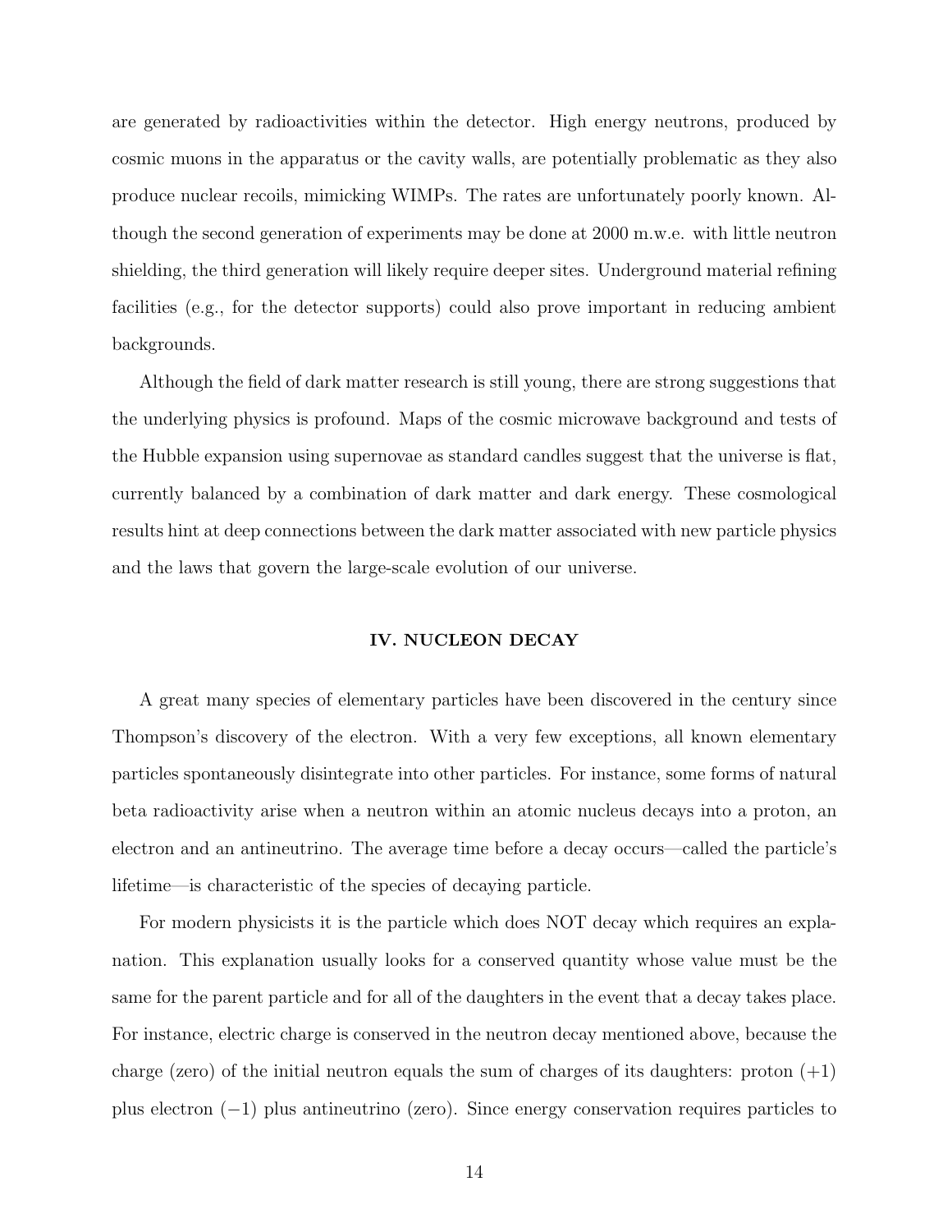are generated by radioactivities within the detector. High energy neutrons, produced by cosmic muons in the apparatus or the cavity walls, are potentially problematic as they also produce nuclear recoils, mimicking WIMPs. The rates are unfortunately poorly known. Although the second generation of experiments may be done at 2000 m.w.e. with little neutron shielding, the third generation will likely require deeper sites. Underground material refining facilities (e.g., for the detector supports) could also prove important in reducing ambient backgrounds.

Although the field of dark matter research is still young, there are strong suggestions that the underlying physics is profound. Maps of the cosmic microwave background and tests of the Hubble expansion using supernovae as standard candles suggest that the universe is flat, currently balanced by a combination of dark matter and dark energy. These cosmological results hint at deep connections between the dark matter associated with new particle physics and the laws that govern the large-scale evolution of our universe.

## IV. NUCLEON DECAY

A great many species of elementary particles have been discovered in the century since Thompson's discovery of the electron. With a very few exceptions, all known elementary particles spontaneously disintegrate into other particles. For instance, some forms of natural beta radioactivity arise when a neutron within an atomic nucleus decays into a proton, an electron and an antineutrino. The average time before a decay occurs—called the particle's lifetime—is characteristic of the species of decaying particle.

For modern physicists it is the particle which does NOT decay which requires an explanation. This explanation usually looks for a conserved quantity whose value must be the same for the parent particle and for all of the daughters in the event that a decay takes place. For instance, electric charge is conserved in the neutron decay mentioned above, because the charge (zero) of the initial neutron equals the sum of charges of its daughters: proton (+1) plus electron (−1) plus antineutrino (zero). Since energy conservation requires particles to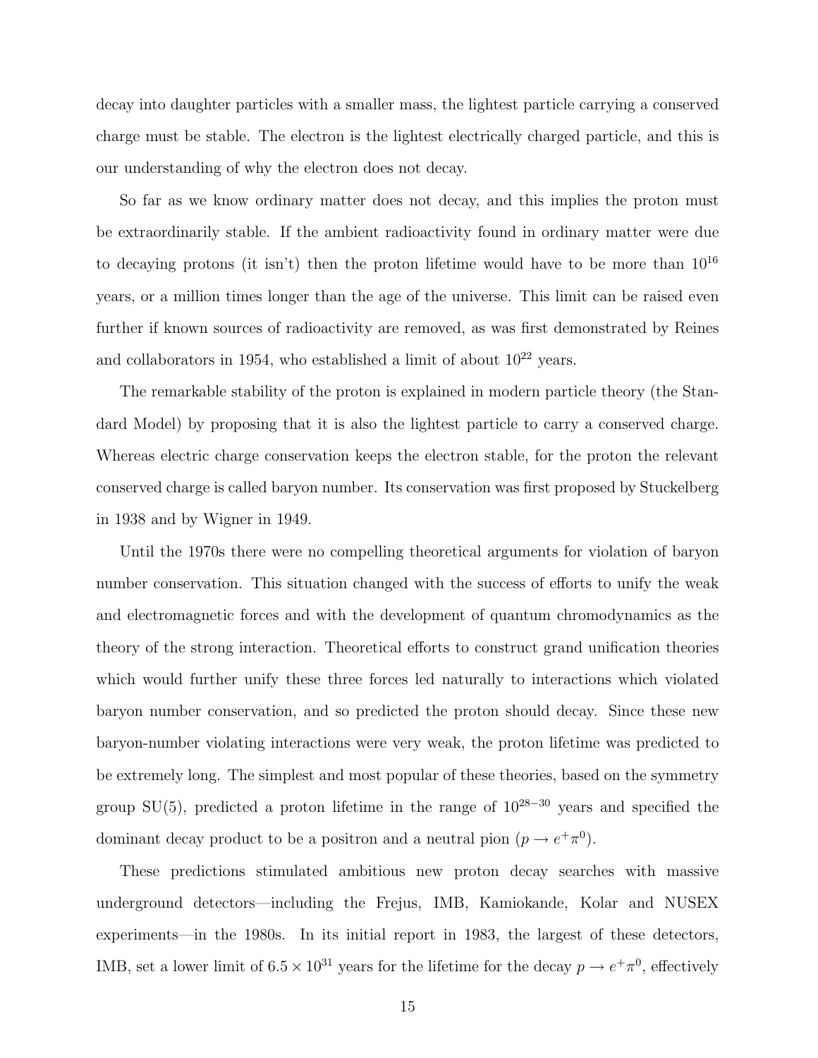decay into daughter particles with a smaller mass, the lightest particle carrying a conserved charge must be stable. The electron is the lightest electrically charged particle, and this is our understanding of why the electron does not decay.

So far as we know ordinary matter does not decay, and this implies the proton must be extraordinarily stable. If the ambient radioactivity found in ordinary matter were due to decaying protons (it isn't) then the proton lifetime would have to be more than $10^{16}$ years, or a million times longer than the age of the universe. This limit can be raised even further if known sources of radioactivity are removed, as was first demonstrated by Reines and collaborators in 1954, who established a limit of about $10^{22}$ years.

The remarkable stability of the proton is explained in modern particle theory (the Standard Model) by proposing that it is also the lightest particle to carry a conserved charge. Whereas electric charge conservation keeps the electron stable, for the proton the relevant conserved charge is called baryon number. Its conservation was first proposed by Stuckelberg in 1938 and by Wigner in 1949.

Until the 1970s there were no compelling theoretical arguments for violation of baryon number conservation. This situation changed with the success of efforts to unify the weak and electromagnetic forces and with the development of quantum chromodynamics as the theory of the strong interaction. Theoretical efforts to construct grand unification theories which would further unify these three forces led naturally to interactions which violated baryon number conservation, and so predicted the proton should decay. Since these new baryon-number violating interactions were very weak, the proton lifetime was predicted to be extremely long. The simplest and most popular of these theories, based on the symmetry group SU(5), predicted a proton lifetime in the range of $10^{28-30}$ years and specified the dominant decay product to be a positron and a neutral pion ($p \rightarrow e^+\pi^0$).

These predictions stimulated ambitious new proton decay searches with massive underground detectors—including the Frejus, IMB, Kamiokande, Kolar and NUSEX experiments—in the 1980s. In its initial report in 1983, the largest of these detectors, IMB, set a lower limit of $6.5 \times 10^{31}$ years for the lifetime for the decay $p \rightarrow e^+\pi^0$, effectively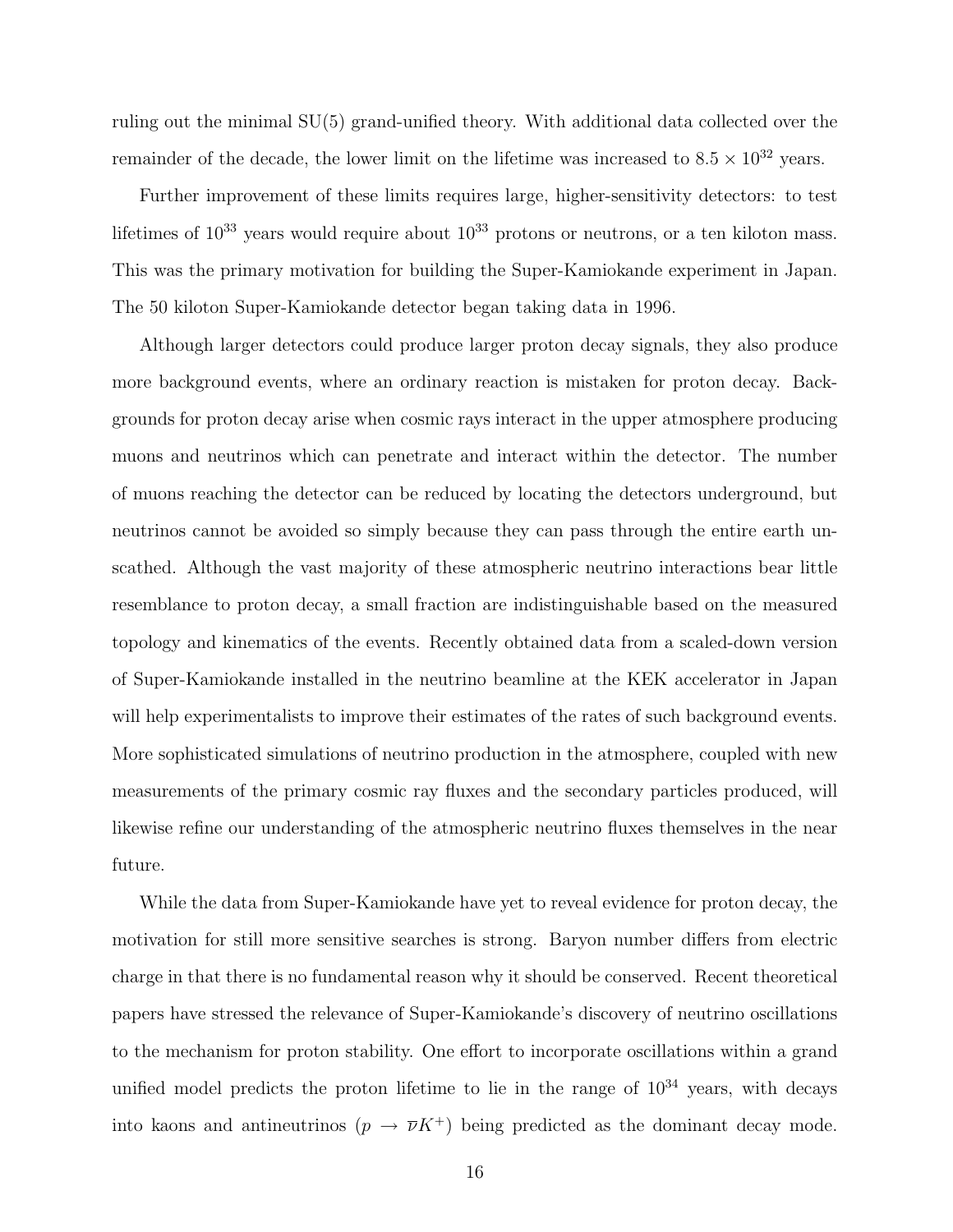ruling out the minimal SU(5) grand-unified theory. With additional data collected over the remainder of the decade, the lower limit on the lifetime was increased to $8.5 \times 10^{32}$ years.

Further improvement of these limits requires large, higher-sensitivity detectors: to test lifetimes of $10^{33}$ years would require about $10^{33}$ protons or neutrons, or a ten kiloton mass. This was the primary motivation for building the Super-Kamiokande experiment in Japan. The 50 kiloton Super-Kamiokande detector began taking data in 1996.

Although larger detectors could produce larger proton decay signals, they also produce more background events, where an ordinary reaction is mistaken for proton decay. Backgrounds for proton decay arise when cosmic rays interact in the upper atmosphere producing muons and neutrinos which can penetrate and interact within the detector. The number of muons reaching the detector can be reduced by locating the detectors underground, but neutrinos cannot be avoided so simply because they can pass through the entire earth unscathed. Although the vast majority of these atmospheric neutrino interactions bear little resemblance to proton decay, a small fraction are indistinguishable based on the measured topology and kinematics of the events. Recently obtained data from a scaled-down version of Super-Kamiokande installed in the neutrino beamline at the KEK accelerator in Japan will help experimentalists to improve their estimates of the rates of such background events. More sophisticated simulations of neutrino production in the atmosphere, coupled with new measurements of the primary cosmic ray fluxes and the secondary particles produced, will likewise refine our understanding of the atmospheric neutrino fluxes themselves in the near future.

While the data from Super-Kamiokande have yet to reveal evidence for proton decay, the motivation for still more sensitive searches is strong. Baryon number differs from electric charge in that there is no fundamental reason why it should be conserved. Recent theoretical papers have stressed the relevance of Super-Kamiokande's discovery of neutrino oscillations to the mechanism for proton stability. One effort to incorporate oscillations within a grand unified model predicts the proton lifetime to lie in the range of $10^{34}$ years, with decays into kaons and antineutrinos ($p \rightarrow \overline{\nu} K^{+}$) being predicted as the dominant decay mode.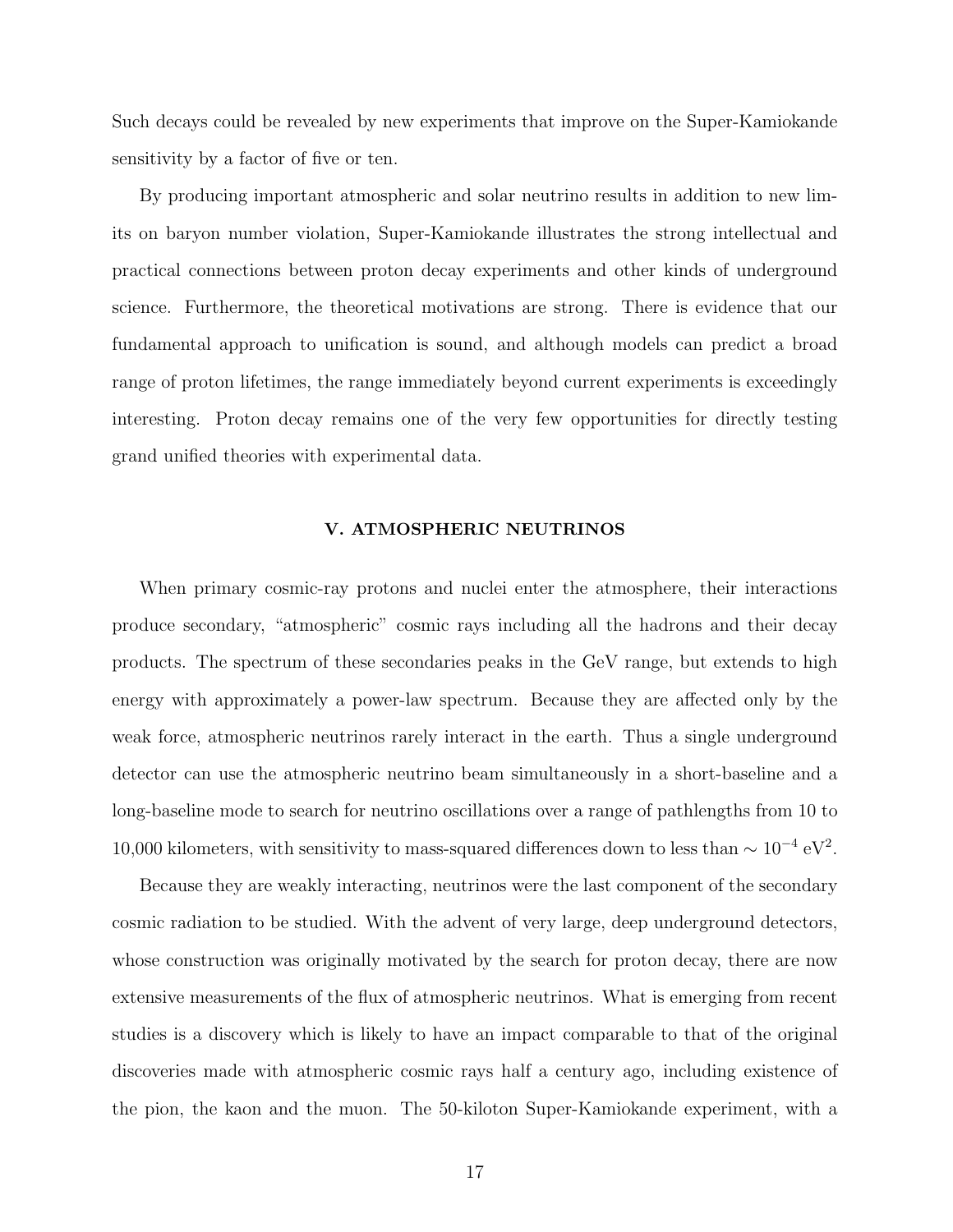Such decays could be revealed by new experiments that improve on the Super-Kamiokande sensitivity by a factor of five or ten.

By producing important atmospheric and solar neutrino results in addition to new limits on baryon number violation, Super-Kamiokande illustrates the strong intellectual and practical connections between proton decay experiments and other kinds of underground science. Furthermore, the theoretical motivations are strong. There is evidence that our fundamental approach to unification is sound, and although models can predict a broad range of proton lifetimes, the range immediately beyond current experiments is exceedingly interesting. Proton decay remains one of the very few opportunities for directly testing grand unified theories with experimental data.

## V. ATMOSPHERIC NEUTRINOS

When primary cosmic-ray protons and nuclei enter the atmosphere, their interactions produce secondary, "atmospheric" cosmic rays including all the hadrons and their decay products. The spectrum of these secondaries peaks in the GeV range, but extends to high energy with approximately a power-law spectrum. Because they are affected only by the weak force, atmospheric neutrinos rarely interact in the earth. Thus a single underground detector can use the atmospheric neutrino beam simultaneously in a short-baseline and a long-baseline mode to search for neutrino oscillations over a range of pathlengths from 10 to 10,000 kilometers, with sensitivity to mass-squared differences down to less than $\sim 10^{-4}$ eV$^2$.

Because they are weakly interacting, neutrinos were the last component of the secondary cosmic radiation to be studied. With the advent of very large, deep underground detectors, whose construction was originally motivated by the search for proton decay, there are now extensive measurements of the flux of atmospheric neutrinos. What is emerging from recent studies is a discovery which is likely to have an impact comparable to that of the original discoveries made with atmospheric cosmic rays half a century ago, including existence of the pion, the kaon and the muon. The 50-kiloton Super-Kamiokande experiment, with a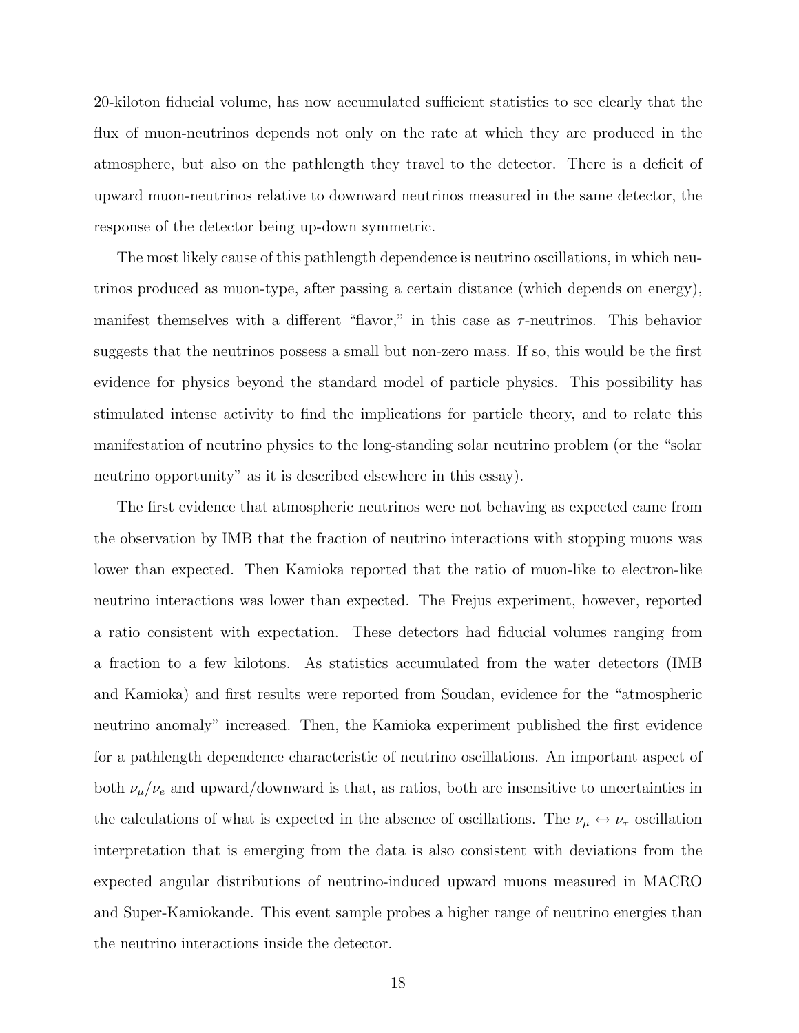20-kiloton fiducial volume, has now accumulated sufficient statistics to see clearly that the flux of muon-neutrinos depends not only on the rate at which they are produced in the atmosphere, but also on the pathlength they travel to the detector. There is a deficit of upward muon-neutrinos relative to downward neutrinos measured in the same detector, the response of the detector being up-down symmetric.

The most likely cause of this pathlength dependence is neutrino oscillations, in which neutrinos produced as muon-type, after passing a certain distance (which depends on energy), manifest themselves with a different "flavor," in this case as $\tau$-neutrinos. This behavior suggests that the neutrinos possess a small but non-zero mass. If so, this would be the first evidence for physics beyond the standard model of particle physics. This possibility has stimulated intense activity to find the implications for particle theory, and to relate this manifestation of neutrino physics to the long-standing solar neutrino problem (or the "solar neutrino opportunity" as it is described elsewhere in this essay).

The first evidence that atmospheric neutrinos were not behaving as expected came from the observation by IMB that the fraction of neutrino interactions with stopping muons was lower than expected. Then Kamioka reported that the ratio of muon-like to electron-like neutrino interactions was lower than expected. The Frejus experiment, however, reported a ratio consistent with expectation. These detectors had fiducial volumes ranging from a fraction to a few kilotons. As statistics accumulated from the water detectors (IMB and Kamioka) and first results were reported from Soudan, evidence for the "atmospheric neutrino anomaly" increased. Then, the Kamioka experiment published the first evidence for a pathlength dependence characteristic of neutrino oscillations. An important aspect of both $\nu_\mu/\nu_e$ and upward/downward is that, as ratios, both are insensitive to uncertainties in the calculations of what is expected in the absence of oscillations. The $\nu_\mu \leftrightarrow \nu_\tau$ oscillation interpretation that is emerging from the data is also consistent with deviations from the expected angular distributions of neutrino-induced upward muons measured in MACRO and Super-Kamiokande. This event sample probes a higher range of neutrino energies than the neutrino interactions inside the detector.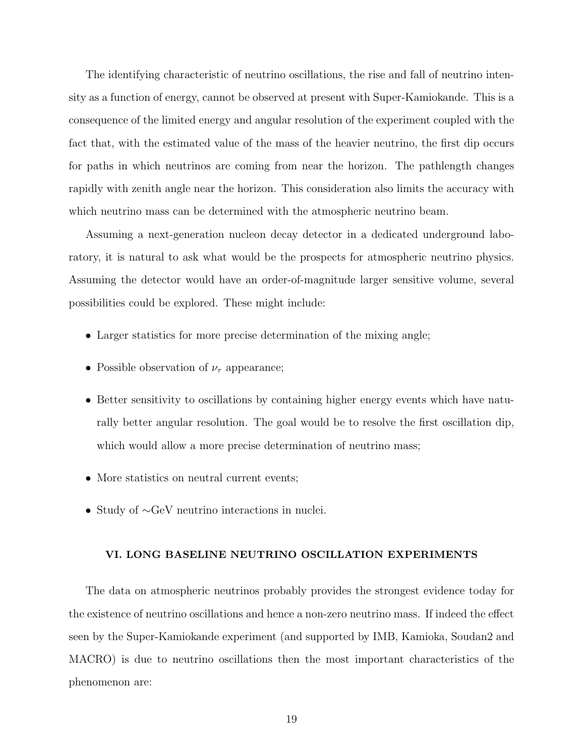The identifying characteristic of neutrino oscillations, the rise and fall of neutrino intensity as a function of energy, cannot be observed at present with Super-Kamiokande. This is a consequence of the limited energy and angular resolution of the experiment coupled with the fact that, with the estimated value of the mass of the heavier neutrino, the first dip occurs for paths in which neutrinos are coming from near the horizon. The pathlength changes rapidly with zenith angle near the horizon. This consideration also limits the accuracy with which neutrino mass can be determined with the atmospheric neutrino beam.

Assuming a next-generation nucleon decay detector in a dedicated underground laboratory, it is natural to ask what would be the prospects for atmospheric neutrino physics. Assuming the detector would have an order-of-magnitude larger sensitive volume, several possibilities could be explored. These might include:

- Larger statistics for more precise determination of the mixing angle;
- Possible observation of $\nu_\tau$ appearance;
- Better sensitivity to oscillations by containing higher energy events which have naturally better angular resolution. The goal would be to resolve the first oscillation dip, which would allow a more precise determination of neutrino mass;
- More statistics on neutral current events;
- Study of ∼GeV neutrino interactions in nuclei.

## VI. LONG BASELINE NEUTRINO OSCILLATION EXPERIMENTS

The data on atmospheric neutrinos probably provides the strongest evidence today for the existence of neutrino oscillations and hence a non-zero neutrino mass. If indeed the effect seen by the Super-Kamiokande experiment (and supported by IMB, Kamioka, Soudan2 and MACRO) is due to neutrino oscillations then the most important characteristics of the phenomenon are: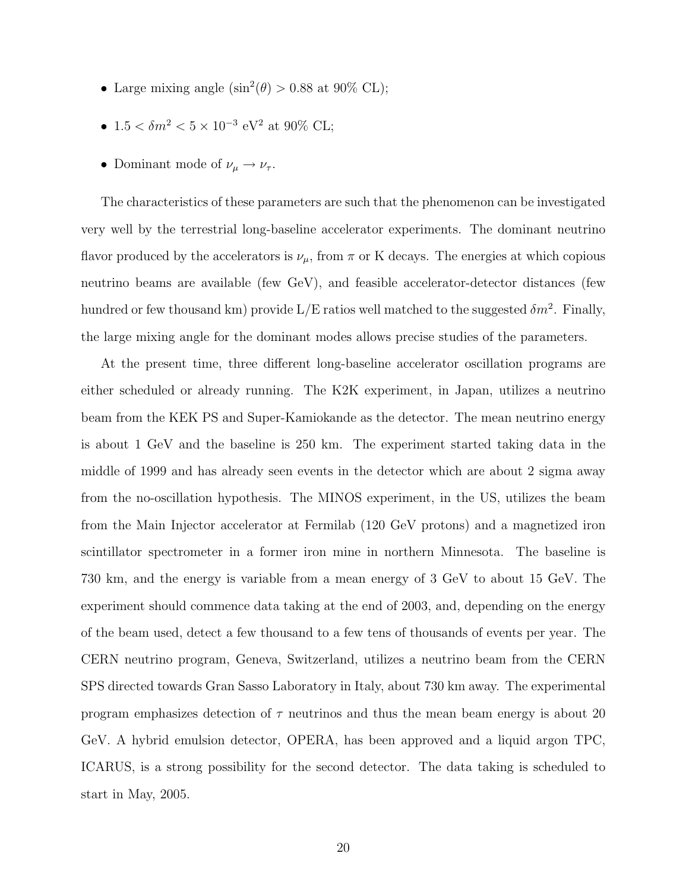- Large mixing angle ($\sin^2(\theta) > 0.88$ at 90% CL);
- $1.5 < \delta m^2 < 5 \times 10^{-3}$ eV$^2$ at 90% CL;
- Dominant mode of $\nu_\mu \rightarrow \nu_\tau$.

The characteristics of these parameters are such that the phenomenon can be investigated very well by the terrestrial long-baseline accelerator experiments. The dominant neutrino flavor produced by the accelerators is $\nu_\mu$, from $\pi$ or K decays. The energies at which copious neutrino beams are available (few GeV), and feasible accelerator-detector distances (few hundred or few thousand km) provide L/E ratios well matched to the suggested $\delta m^2$. Finally, the large mixing angle for the dominant modes allows precise studies of the parameters.

At the present time, three different long-baseline accelerator oscillation programs are either scheduled or already running. The K2K experiment, in Japan, utilizes a neutrino beam from the KEK PS and Super-Kamiokande as the detector. The mean neutrino energy is about 1 GeV and the baseline is 250 km. The experiment started taking data in the middle of 1999 and has already seen events in the detector which are about 2 sigma away from the no-oscillation hypothesis. The MINOS experiment, in the US, utilizes the beam from the Main Injector accelerator at Fermilab (120 GeV protons) and a magnetized iron scintillator spectrometer in a former iron mine in northern Minnesota. The baseline is 730 km, and the energy is variable from a mean energy of 3 GeV to about 15 GeV. The experiment should commence data taking at the end of 2003, and, depending on the energy of the beam used, detect a few thousand to a few tens of thousands of events per year. The CERN neutrino program, Geneva, Switzerland, utilizes a neutrino beam from the CERN SPS directed towards Gran Sasso Laboratory in Italy, about 730 km away. The experimental program emphasizes detection of $\tau$ neutrinos and thus the mean beam energy is about 20 GeV. A hybrid emulsion detector, OPERA, has been approved and a liquid argon TPC, ICARUS, is a strong possibility for the second detector. The data taking is scheduled to start in May, 2005.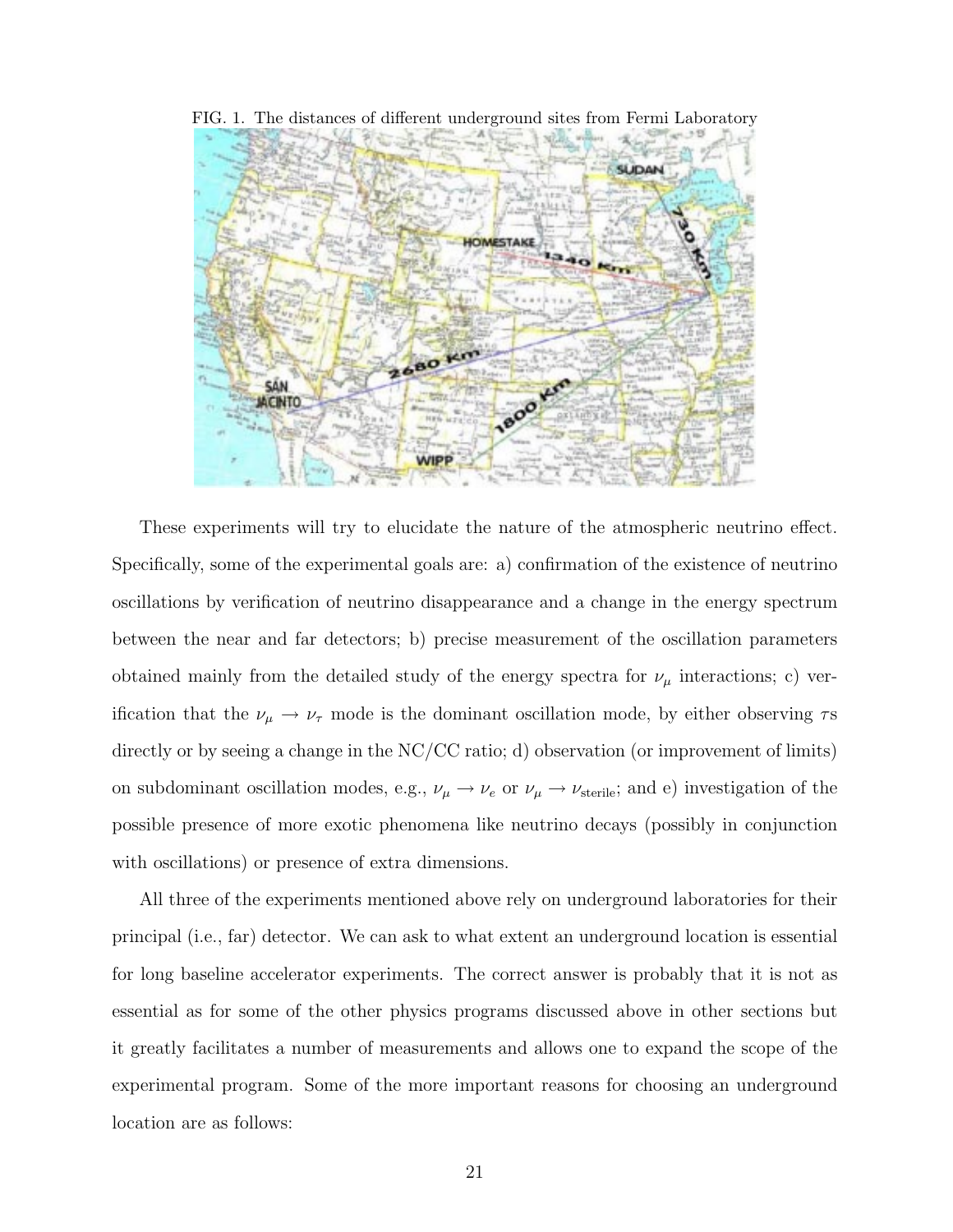FIG. 1. The distances of different underground sites from Fermi Laboratory

These experiments will try to elucidate the nature of the atmospheric neutrino effect. Specifically, some of the experimental goals are: a) confirmation of the existence of neutrino oscillations by verification of neutrino disappearance and a change in the energy spectrum between the near and far detectors; b) precise measurement of the oscillation parameters obtained mainly from the detailed study of the energy spectra for $\nu_\mu$ interactions; c) verification that the $\nu_\mu \to \nu_\tau$ mode is the dominant oscillation mode, by either observing $\tau$s directly or by seeing a change in the NC/CC ratio; d) observation (or improvement of limits) on subdominant oscillation modes, e.g., $\nu_\mu \to \nu_e$ or $\nu_\mu \to \nu_{\text{sterile}}$; and e) investigation of the possible presence of more exotic phenomena like neutrino decays (possibly in conjunction with oscillations) or presence of extra dimensions.

All three of the experiments mentioned above rely on underground laboratories for their principal (i.e., far) detector. We can ask to what extent an underground location is essential for long baseline accelerator experiments. The correct answer is probably that it is not as essential as for some of the other physics programs discussed above in other sections but it greatly facilitates a number of measurements and allows one to expand the scope of the experimental program. Some of the more important reasons for choosing an underground location are as follows: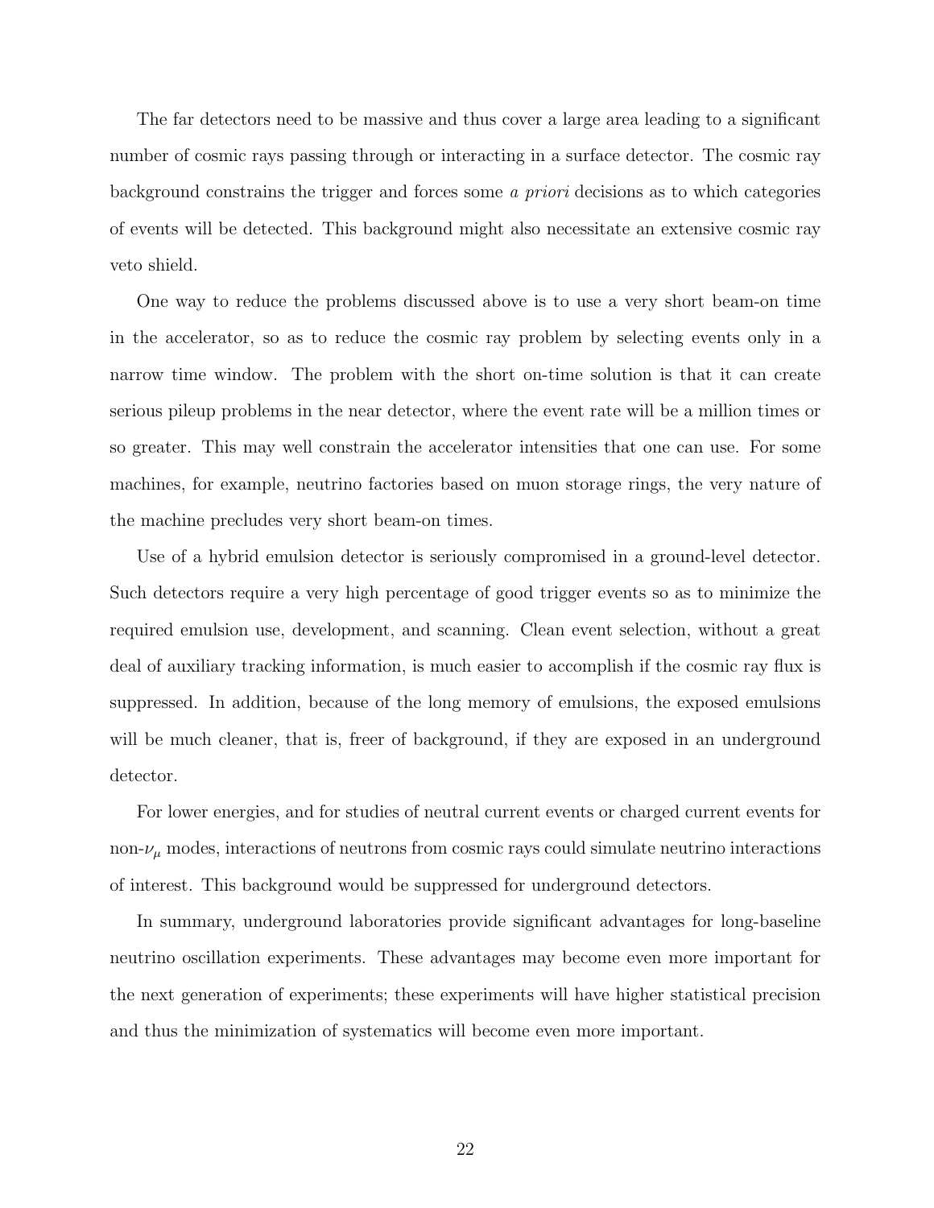The far detectors need to be massive and thus cover a large area leading to a significant number of cosmic rays passing through or interacting in a surface detector. The cosmic ray background constrains the trigger and forces some *a priori* decisions as to which categories of events will be detected. This background might also necessitate an extensive cosmic ray veto shield.

One way to reduce the problems discussed above is to use a very short beam-on time in the accelerator, so as to reduce the cosmic ray problem by selecting events only in a narrow time window. The problem with the short on-time solution is that it can create serious pileup problems in the near detector, where the event rate will be a million times or so greater. This may well constrain the accelerator intensities that one can use. For some machines, for example, neutrino factories based on muon storage rings, the very nature of the machine precludes very short beam-on times.

Use of a hybrid emulsion detector is seriously compromised in a ground-level detector. Such detectors require a very high percentage of good trigger events so as to minimize the required emulsion use, development, and scanning. Clean event selection, without a great deal of auxiliary tracking information, is much easier to accomplish if the cosmic ray flux is suppressed. In addition, because of the long memory of emulsions, the exposed emulsions will be much cleaner, that is, freer of background, if they are exposed in an underground detector.

For lower energies, and for studies of neutral current events or charged current events for non-$\nu_\mu$ modes, interactions of neutrons from cosmic rays could simulate neutrino interactions of interest. This background would be suppressed for underground detectors.

In summary, underground laboratories provide significant advantages for long-baseline neutrino oscillation experiments. These advantages may become even more important for the next generation of experiments; these experiments will have higher statistical precision and thus the minimization of systematics will become even more important.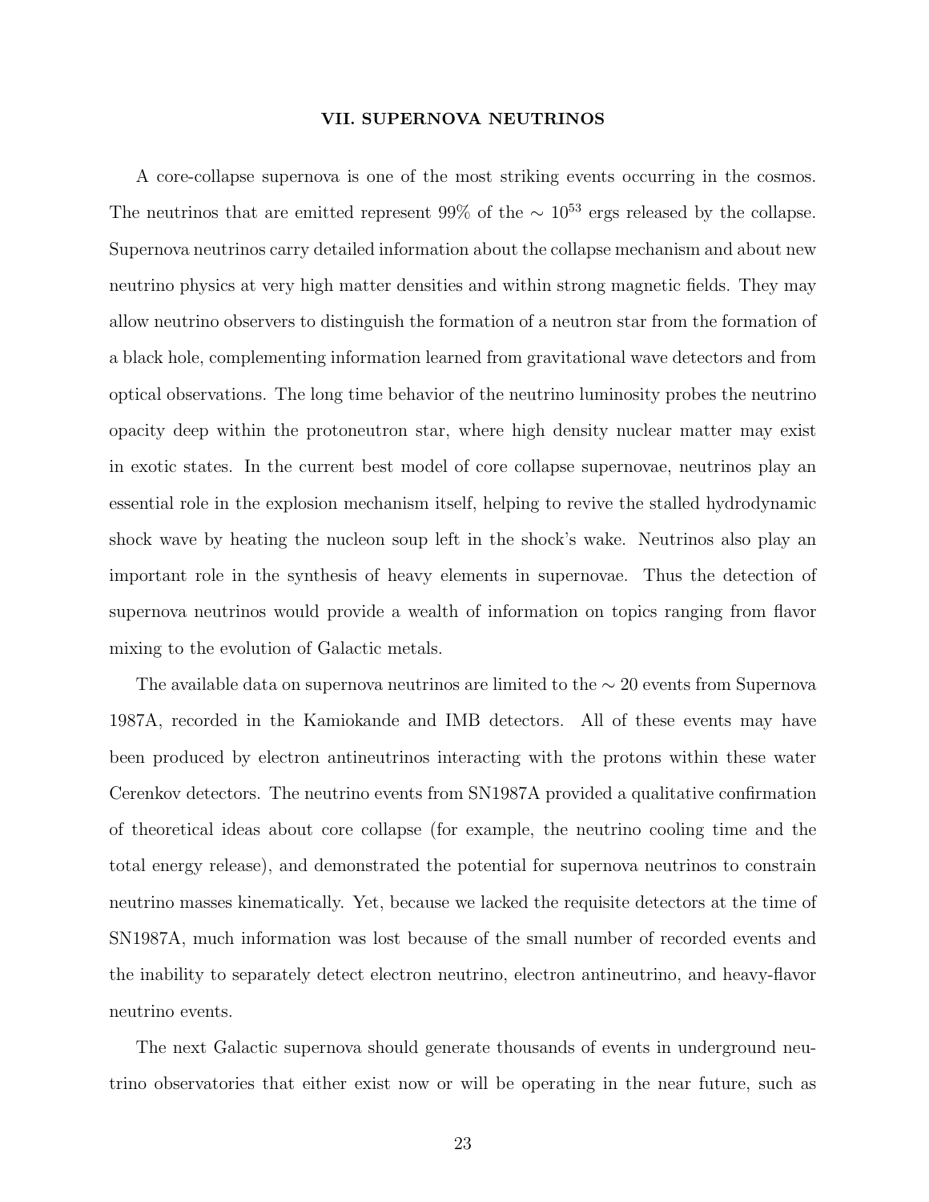## VII. SUPERNOVA NEUTRINOS

A core-collapse supernova is one of the most striking events occurring in the cosmos. The neutrinos that are emitted represent 99% of the $\sim 10^{53}$ ergs released by the collapse. Supernova neutrinos carry detailed information about the collapse mechanism and about new neutrino physics at very high matter densities and within strong magnetic fields. They may allow neutrino observers to distinguish the formation of a neutron star from the formation of a black hole, complementing information learned from gravitational wave detectors and from optical observations. The long time behavior of the neutrino luminosity probes the neutrino opacity deep within the protoneutron star, where high density nuclear matter may exist in exotic states. In the current best model of core collapse supernovae, neutrinos play an essential role in the explosion mechanism itself, helping to revive the stalled hydrodynamic shock wave by heating the nucleon soup left in the shock's wake. Neutrinos also play an important role in the synthesis of heavy elements in supernovae. Thus the detection of supernova neutrinos would provide a wealth of information on topics ranging from flavor mixing to the evolution of Galactic metals.

The available data on supernova neutrinos are limited to the $\sim 20$ events from Supernova 1987A, recorded in the Kamiokande and IMB detectors. All of these events may have been produced by electron antineutrinos interacting with the protons within these water Cerenkov detectors. The neutrino events from SN1987A provided a qualitative confirmation of theoretical ideas about core collapse (for example, the neutrino cooling time and the total energy release), and demonstrated the potential for supernova neutrinos to constrain neutrino masses kinematically. Yet, because we lacked the requisite detectors at the time of SN1987A, much information was lost because of the small number of recorded events and the inability to separately detect electron neutrino, electron antineutrino, and heavy-flavor neutrino events.

The next Galactic supernova should generate thousands of events in underground neutrino observatories that either exist now or will be operating in the near future, such as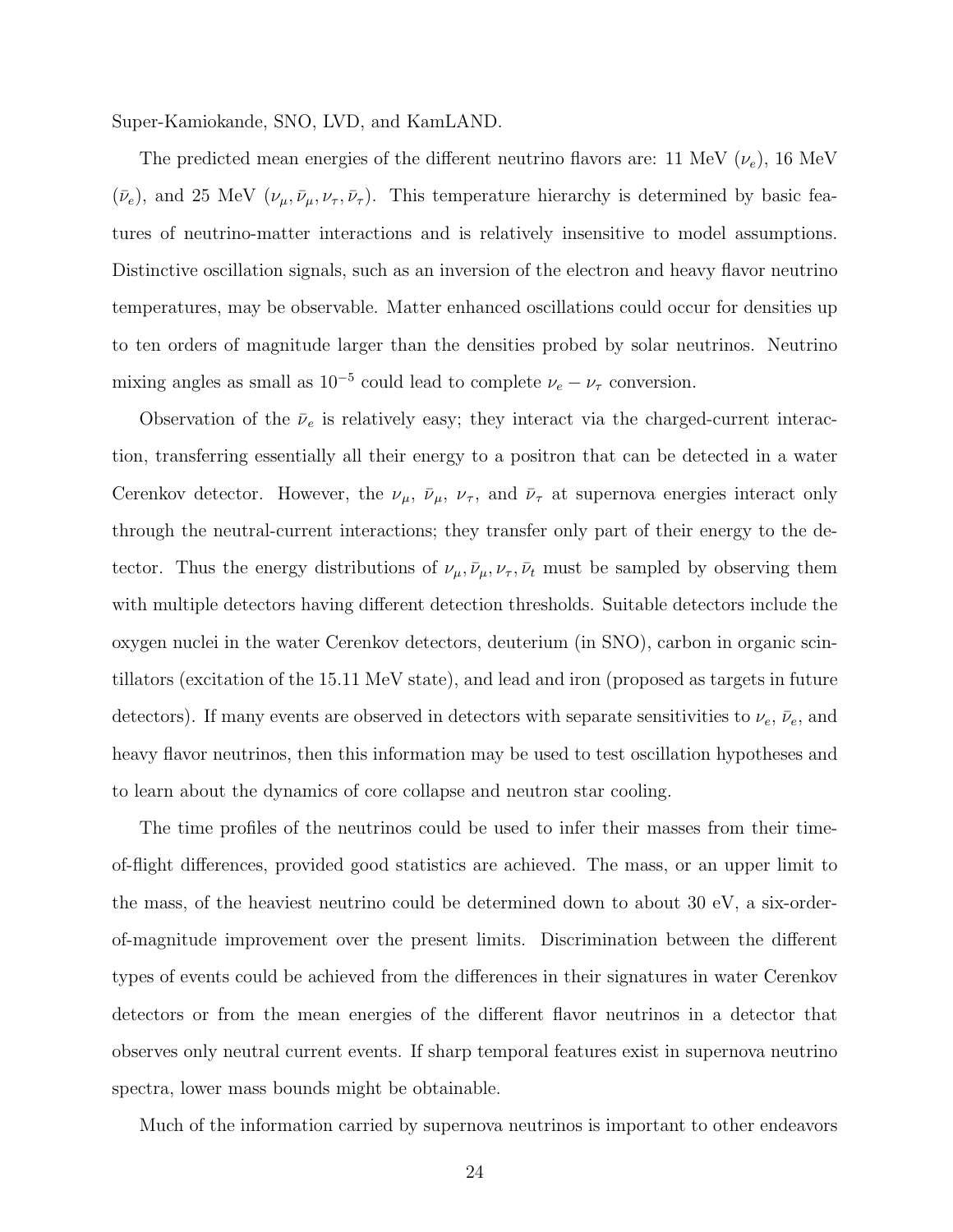Super-Kamiokande, SNO, LVD, and KamLAND.

The predicted mean energies of the different neutrino flavors are: 11 MeV ($\nu_e$), 16 MeV ($\bar{\nu}_e$), and 25 MeV ($\nu_\mu, \bar{\nu}_\mu, \nu_\tau, \bar{\nu}_\tau$). This temperature hierarchy is determined by basic features of neutrino-matter interactions and is relatively insensitive to model assumptions. Distinctive oscillation signals, such as an inversion of the electron and heavy flavor neutrino temperatures, may be observable. Matter enhanced oscillations could occur for densities up to ten orders of magnitude larger than the densities probed by solar neutrinos. Neutrino mixing angles as small as $10^{-5}$ could lead to complete $\nu_e - \nu_\tau$ conversion.

Observation of the $\bar{\nu}_e$ is relatively easy; they interact via the charged-current interaction, transferring essentially all their energy to a positron that can be detected in a water Cerenkov detector. However, the $\nu_\mu$, $\bar{\nu}_\mu$, $\nu_\tau$, and $\bar{\nu}_\tau$ at supernova energies interact only through the neutral-current interactions; they transfer only part of their energy to the detector. Thus the energy distributions of $\nu_\mu, \bar{\nu}_\mu, \nu_\tau, \bar{\nu}_t$ must be sampled by observing them with multiple detectors having different detection thresholds. Suitable detectors include the oxygen nuclei in the water Cerenkov detectors, deuterium (in SNO), carbon in organic scintillators (excitation of the 15.11 MeV state), and lead and iron (proposed as targets in future detectors). If many events are observed in detectors with separate sensitivities to $\nu_e$, $\bar{\nu}_e$, and heavy flavor neutrinos, then this information may be used to test oscillation hypotheses and to learn about the dynamics of core collapse and neutron star cooling.

The time profiles of the neutrinos could be used to infer their masses from their time-of-flight differences, provided good statistics are achieved. The mass, or an upper limit to the mass, of the heaviest neutrino could be determined down to about 30 eV, a six-order-of-magnitude improvement over the present limits. Discrimination between the different types of events could be achieved from the differences in their signatures in water Cerenkov detectors or from the mean energies of the different flavor neutrinos in a detector that observes only neutral current events. If sharp temporal features exist in supernova neutrino spectra, lower mass bounds might be obtainable.

Much of the information carried by supernova neutrinos is important to other endeavors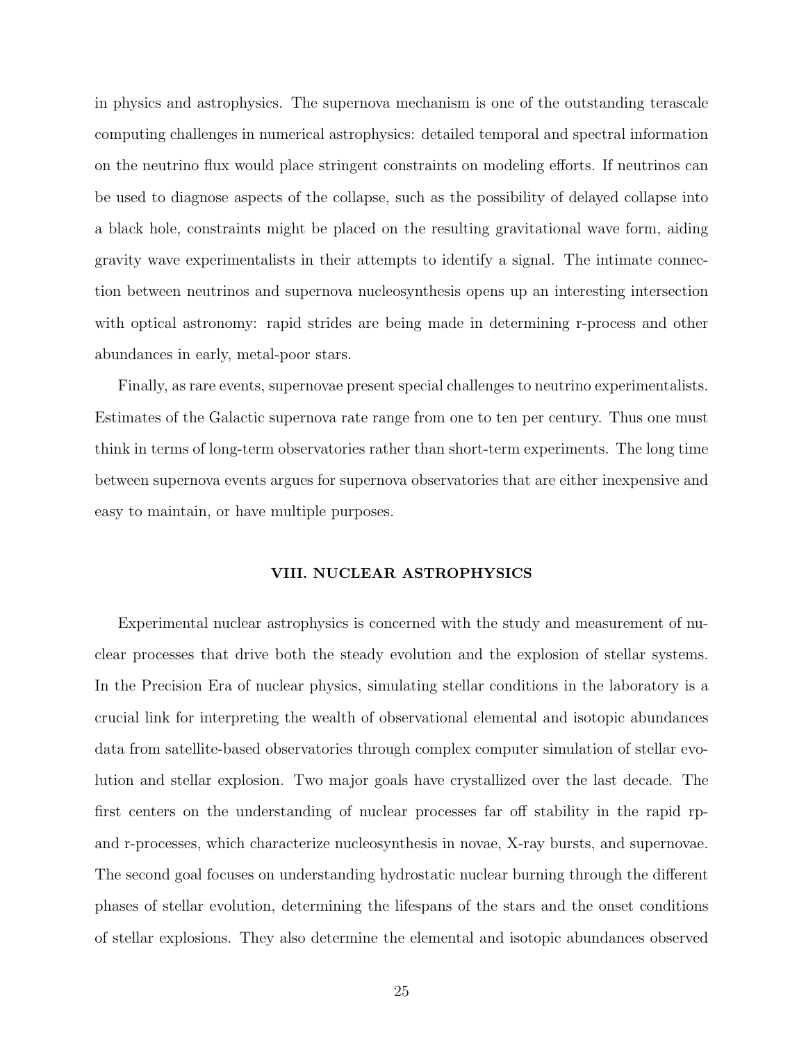in physics and astrophysics. The supernova mechanism is one of the outstanding terascale computing challenges in numerical astrophysics: detailed temporal and spectral information on the neutrino flux would place stringent constraints on modeling efforts. If neutrinos can be used to diagnose aspects of the collapse, such as the possibility of delayed collapse into a black hole, constraints might be placed on the resulting gravitational wave form, aiding gravity wave experimentalists in their attempts to identify a signal. The intimate connection between neutrinos and supernova nucleosynthesis opens up an interesting intersection with optical astronomy: rapid strides are being made in determining r-process and other abundances in early, metal-poor stars.

Finally, as rare events, supernovae present special challenges to neutrino experimentalists. Estimates of the Galactic supernova rate range from one to ten per century. Thus one must think in terms of long-term observatories rather than short-term experiments. The long time between supernova events argues for supernova observatories that are either inexpensive and easy to maintain, or have multiple purposes.

## VIII. NUCLEAR ASTROPHYSICS

Experimental nuclear astrophysics is concerned with the study and measurement of nuclear processes that drive both the steady evolution and the explosion of stellar systems. In the Precision Era of nuclear physics, simulating stellar conditions in the laboratory is a crucial link for interpreting the wealth of observational elemental and isotopic abundances data from satellite-based observatories through complex computer simulation of stellar evolution and stellar explosion. Two major goals have crystallized over the last decade. The first centers on the understanding of nuclear processes far off stability in the rapid rp- and r-processes, which characterize nucleosynthesis in novae, X-ray bursts, and supernovae. The second goal focuses on understanding hydrostatic nuclear burning through the different phases of stellar evolution, determining the lifespans of the stars and the onset conditions of stellar explosions. They also determine the elemental and isotopic abundances observed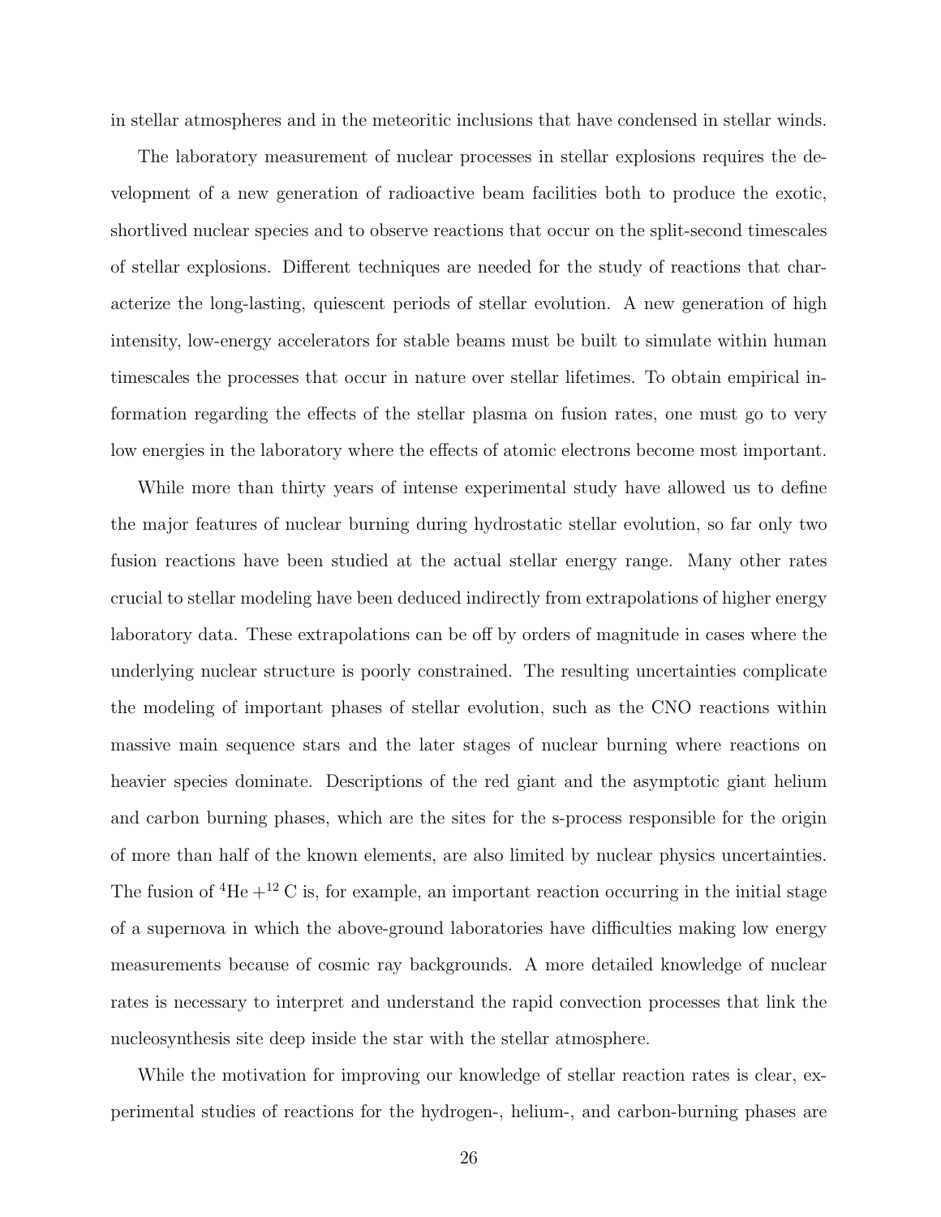in stellar atmospheres and in the meteoritic inclusions that have condensed in stellar winds.

The laboratory measurement of nuclear processes in stellar explosions requires the development of a new generation of radioactive beam facilities both to produce the exotic, shortlived nuclear species and to observe reactions that occur on the split-second timescales of stellar explosions. Different techniques are needed for the study of reactions that characterize the long-lasting, quiescent periods of stellar evolution. A new generation of high intensity, low-energy accelerators for stable beams must be built to simulate within human timescales the processes that occur in nature over stellar lifetimes. To obtain empirical information regarding the effects of the stellar plasma on fusion rates, one must go to very low energies in the laboratory where the effects of atomic electrons become most important.

While more than thirty years of intense experimental study have allowed us to define the major features of nuclear burning during hydrostatic stellar evolution, so far only two fusion reactions have been studied at the actual stellar energy range. Many other rates crucial to stellar modeling have been deduced indirectly from extrapolations of higher energy laboratory data. These extrapolations can be off by orders of magnitude in cases where the underlying nuclear structure is poorly constrained. The resulting uncertainties complicate the modeling of important phases of stellar evolution, such as the CNO reactions within massive main sequence stars and the later stages of nuclear burning where reactions on heavier species dominate. Descriptions of the red giant and the asymptotic giant helium and carbon burning phases, which are the sites for the s-process responsible for the origin of more than half of the known elements, are also limited by nuclear physics uncertainties. The fusion of $^4\mathrm{He} + ^{12}\mathrm{C}$ is, for example, an important reaction occurring in the initial stage of a supernova in which the above-ground laboratories have difficulties making low energy measurements because of cosmic ray backgrounds. A more detailed knowledge of nuclear rates is necessary to interpret and understand the rapid convection processes that link the nucleosynthesis site deep inside the star with the stellar atmosphere.

While the motivation for improving our knowledge of stellar reaction rates is clear, experimental studies of reactions for the hydrogen-, helium-, and carbon-burning phases are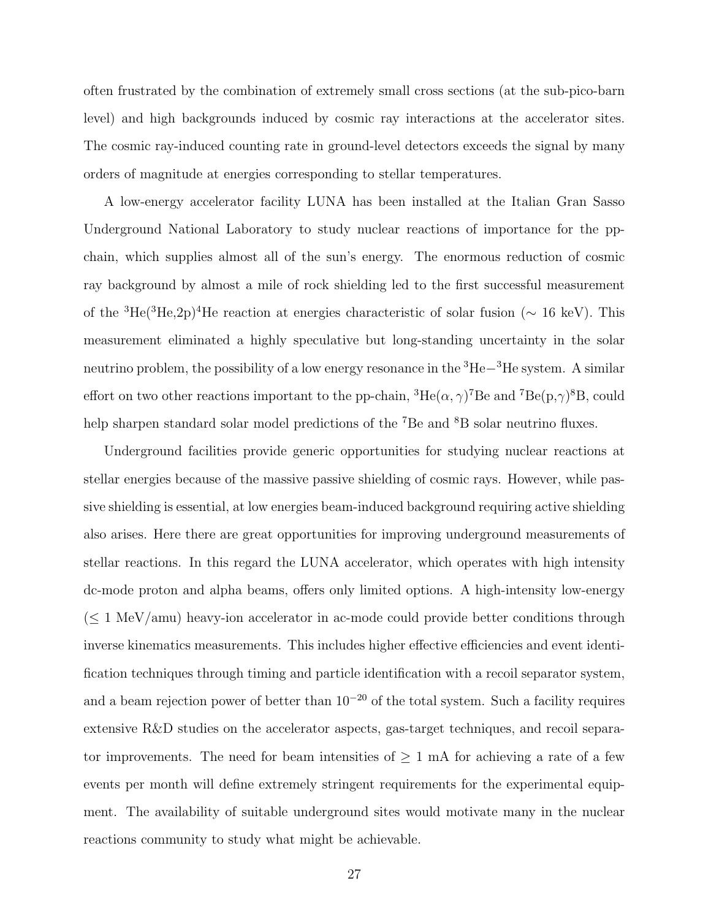often frustrated by the combination of extremely small cross sections (at the sub-pico-barn level) and high backgrounds induced by cosmic ray interactions at the accelerator sites. The cosmic ray-induced counting rate in ground-level detectors exceeds the signal by many orders of magnitude at energies corresponding to stellar temperatures.

A low-energy accelerator facility LUNA has been installed at the Italian Gran Sasso Underground National Laboratory to study nuclear reactions of importance for the pp-chain, which supplies almost all of the sun's energy. The enormous reduction of cosmic ray background by almost a mile of rock shielding led to the first successful measurement of the $^{3}$He($^{3}$He,2p)$^{4}$He reaction at energies characteristic of solar fusion ($\sim$ 16 keV). This measurement eliminated a highly speculative but long-standing uncertainty in the solar neutrino problem, the possibility of a low energy resonance in the $^{3}$He$-^{3}$He system. A similar effort on two other reactions important to the pp-chain, $^{3}$He($\alpha,\gamma$)$^{7}$Be and $^{7}$Be(p,$\gamma$)$^{8}$B, could help sharpen standard solar model predictions of the $^{7}$Be and $^{8}$B solar neutrino fluxes.

Underground facilities provide generic opportunities for studying nuclear reactions at stellar energies because of the massive passive shielding of cosmic rays. However, while passive shielding is essential, at low energies beam-induced background requiring active shielding also arises. Here there are great opportunities for improving underground measurements of stellar reactions. In this regard the LUNA accelerator, which operates with high intensity dc-mode proton and alpha beams, offers only limited options. A high-intensity low-energy ($\leq$ 1 MeV/amu) heavy-ion accelerator in ac-mode could provide better conditions through inverse kinematics measurements. This includes higher effective efficiencies and event identification techniques through timing and particle identification with a recoil separator system, and a beam rejection power of better than $10^{-20}$ of the total system. Such a facility requires extensive R&D studies on the accelerator aspects, gas-target techniques, and recoil separator improvements. The need for beam intensities of $\geq$ 1 mA for achieving a rate of a few events per month will define extremely stringent requirements for the experimental equipment. The availability of suitable underground sites would motivate many in the nuclear reactions community to study what might be achievable.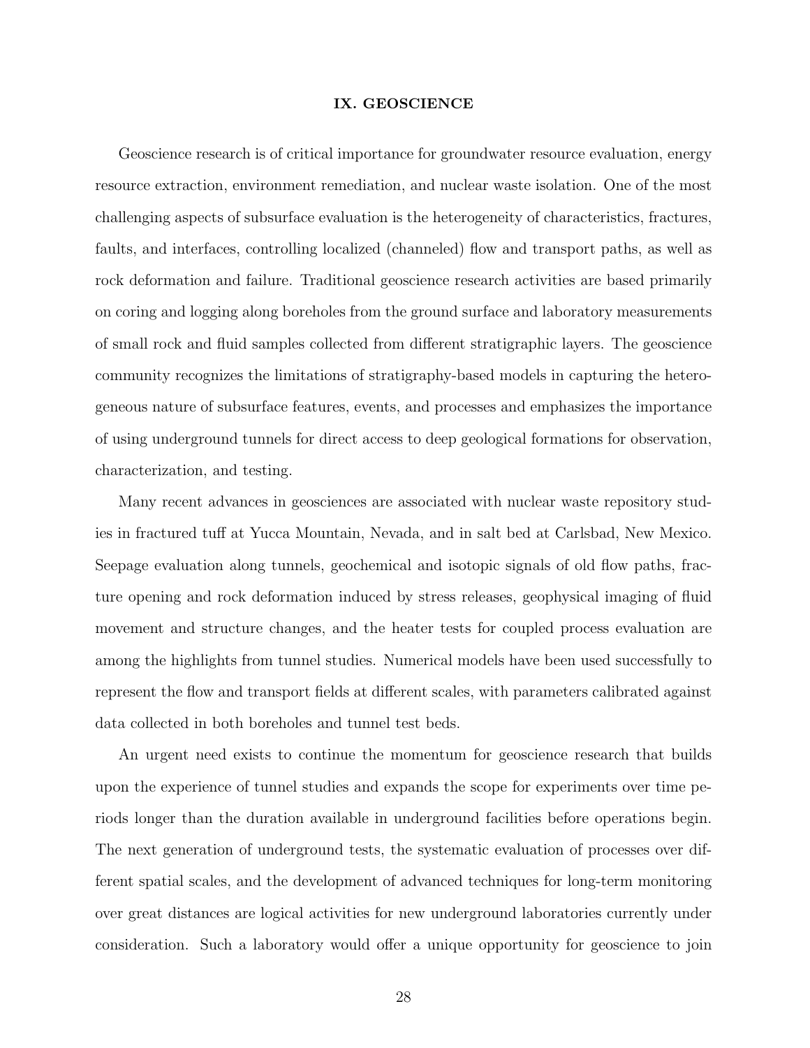## IX. GEOSCIENCE

Geoscience research is of critical importance for groundwater resource evaluation, energy resource extraction, environment remediation, and nuclear waste isolation. One of the most challenging aspects of subsurface evaluation is the heterogeneity of characteristics, fractures, faults, and interfaces, controlling localized (channeled) flow and transport paths, as well as rock deformation and failure. Traditional geoscience research activities are based primarily on coring and logging along boreholes from the ground surface and laboratory measurements of small rock and fluid samples collected from different stratigraphic layers. The geoscience community recognizes the limitations of stratigraphy-based models in capturing the heterogeneous nature of subsurface features, events, and processes and emphasizes the importance of using underground tunnels for direct access to deep geological formations for observation, characterization, and testing.

Many recent advances in geosciences are associated with nuclear waste repository studies in fractured tuff at Yucca Mountain, Nevada, and in salt bed at Carlsbad, New Mexico. Seepage evaluation along tunnels, geochemical and isotopic signals of old flow paths, fracture opening and rock deformation induced by stress releases, geophysical imaging of fluid movement and structure changes, and the heater tests for coupled process evaluation are among the highlights from tunnel studies. Numerical models have been used successfully to represent the flow and transport fields at different scales, with parameters calibrated against data collected in both boreholes and tunnel test beds.

An urgent need exists to continue the momentum for geoscience research that builds upon the experience of tunnel studies and expands the scope for experiments over time periods longer than the duration available in underground facilities before operations begin. The next generation of underground tests, the systematic evaluation of processes over different spatial scales, and the development of advanced techniques for long-term monitoring over great distances are logical activities for new underground laboratories currently under consideration. Such a laboratory would offer a unique opportunity for geoscience to join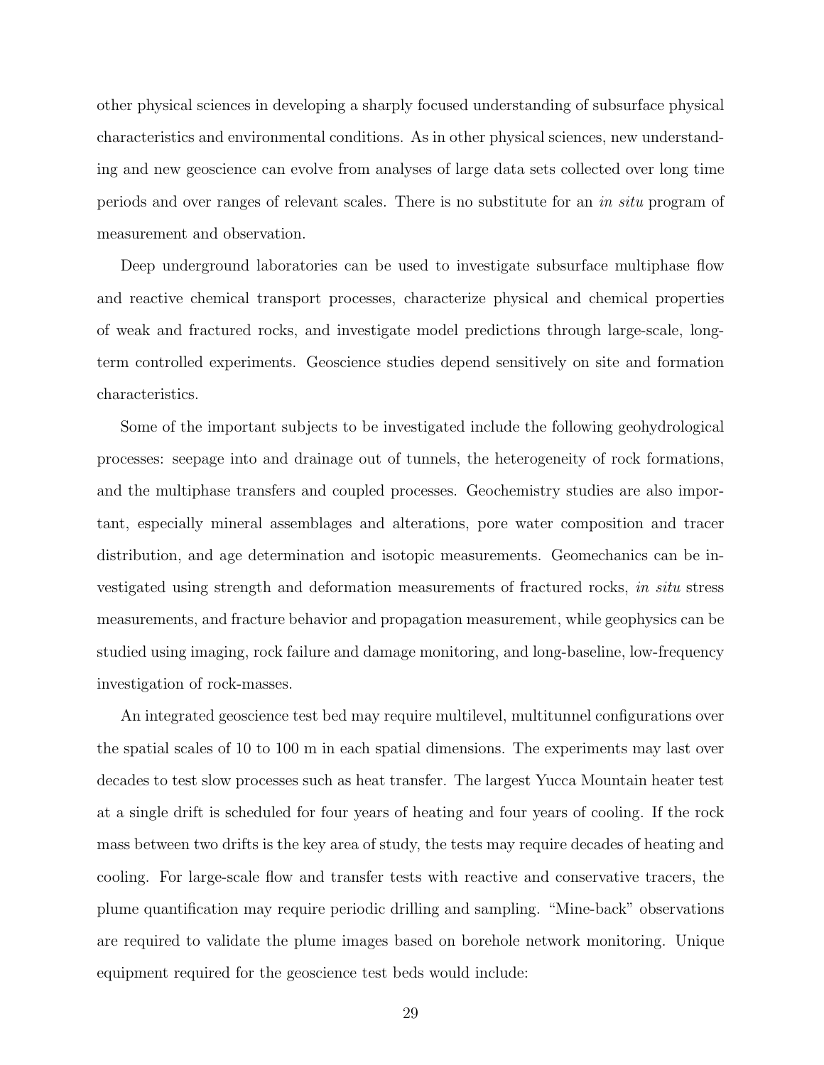other physical sciences in developing a sharply focused understanding of subsurface physical characteristics and environmental conditions. As in other physical sciences, new understanding and new geoscience can evolve from analyses of large data sets collected over long time periods and over ranges of relevant scales. There is no substitute for an *in situ* program of measurement and observation.

Deep underground laboratories can be used to investigate subsurface multiphase flow and reactive chemical transport processes, characterize physical and chemical properties of weak and fractured rocks, and investigate model predictions through large-scale, long-term controlled experiments. Geoscience studies depend sensitively on site and formation characteristics.

Some of the important subjects to be investigated include the following geohydrological processes: seepage into and drainage out of tunnels, the heterogeneity of rock formations, and the multiphase transfers and coupled processes. Geochemistry studies are also important, especially mineral assemblages and alterations, pore water composition and tracer distribution, and age determination and isotopic measurements. Geomechanics can be investigated using strength and deformation measurements of fractured rocks, *in situ* stress measurements, and fracture behavior and propagation measurement, while geophysics can be studied using imaging, rock failure and damage monitoring, and long-baseline, low-frequency investigation of rock-masses.

An integrated geoscience test bed may require multilevel, multitunnel configurations over the spatial scales of 10 to 100 m in each spatial dimensions. The experiments may last over decades to test slow processes such as heat transfer. The largest Yucca Mountain heater test at a single drift is scheduled for four years of heating and four years of cooling. If the rock mass between two drifts is the key area of study, the tests may require decades of heating and cooling. For large-scale flow and transfer tests with reactive and conservative tracers, the plume quantification may require periodic drilling and sampling. "Mine-back" observations are required to validate the plume images based on borehole network monitoring. Unique equipment required for the geoscience test beds would include: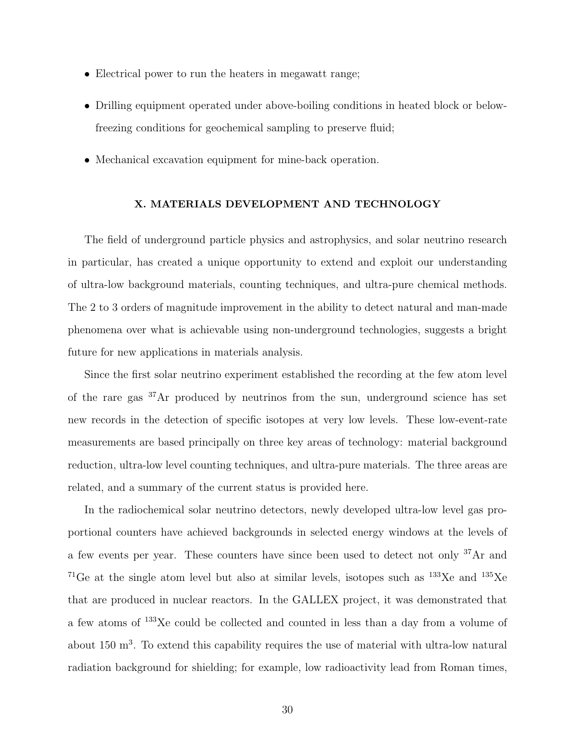- Electrical power to run the heaters in megawatt range;
- Drilling equipment operated under above-boiling conditions in heated block or below-freezing conditions for geochemical sampling to preserve fluid;
- Mechanical excavation equipment for mine-back operation.

## X. MATERIALS DEVELOPMENT AND TECHNOLOGY

The field of underground particle physics and astrophysics, and solar neutrino research in particular, has created a unique opportunity to extend and exploit our understanding of ultra-low background materials, counting techniques, and ultra-pure chemical methods. The 2 to 3 orders of magnitude improvement in the ability to detect natural and man-made phenomena over what is achievable using non-underground technologies, suggests a bright future for new applications in materials analysis.

Since the first solar neutrino experiment established the recording at the few atom level of the rare gas $^{37}$Ar produced by neutrinos from the sun, underground science has set new records in the detection of specific isotopes at very low levels. These low-event-rate measurements are based principally on three key areas of technology: material background reduction, ultra-low level counting techniques, and ultra-pure materials. The three areas are related, and a summary of the current status is provided here.

In the radiochemical solar neutrino detectors, newly developed ultra-low level gas proportional counters have achieved backgrounds in selected energy windows at the levels of a few events per year. These counters have since been used to detect not only $^{37}$Ar and $^{71}$Ge at the single atom level but also at similar levels, isotopes such as $^{133}$Xe and $^{135}$Xe that are produced in nuclear reactors. In the GALLEX project, it was demonstrated that a few atoms of $^{133}$Xe could be collected and counted in less than a day from a volume of about 150 m$^3$. To extend this capability requires the use of material with ultra-low natural radiation background for shielding; for example, low radioactivity lead from Roman times,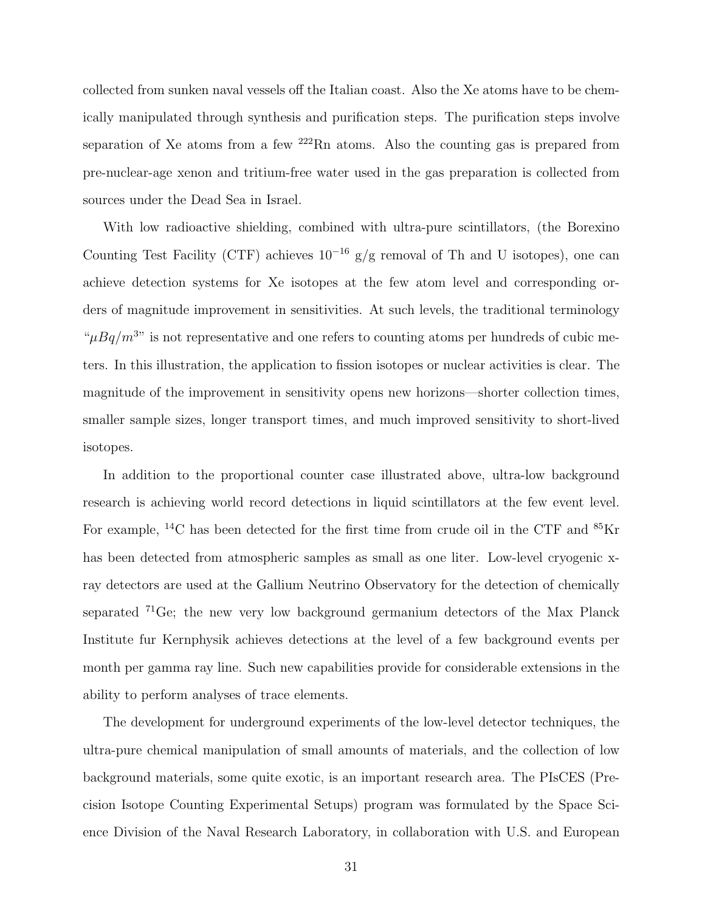collected from sunken naval vessels off the Italian coast. Also the Xe atoms have to be chemically manipulated through synthesis and purification steps. The purification steps involve separation of Xe atoms from a few $^{222}$Rn atoms. Also the counting gas is prepared from pre-nuclear-age xenon and tritium-free water used in the gas preparation is collected from sources under the Dead Sea in Israel.

With low radioactive shielding, combined with ultra-pure scintillators, (the Borexino Counting Test Facility (CTF) achieves $10^{-16}$ g/g removal of Th and U isotopes), one can achieve detection systems for Xe isotopes at the few atom level and corresponding orders of magnitude improvement in sensitivities. At such levels, the traditional terminology "$\mu Bq/m^3$" is not representative and one refers to counting atoms per hundreds of cubic meters. In this illustration, the application to fission isotopes or nuclear activities is clear. The magnitude of the improvement in sensitivity opens new horizons—shorter collection times, smaller sample sizes, longer transport times, and much improved sensitivity to short-lived isotopes.

In addition to the proportional counter case illustrated above, ultra-low background research is achieving world record detections in liquid scintillators at the few event level. For example, $^{14}$C has been detected for the first time from crude oil in the CTF and $^{85}$Kr has been detected from atmospheric samples as small as one liter. Low-level cryogenic x-ray detectors are used at the Gallium Neutrino Observatory for the detection of chemically separated $^{71}$Ge; the new very low background germanium detectors of the Max Planck Institute fur Kernphysik achieves detections at the level of a few background events per month per gamma ray line. Such new capabilities provide for considerable extensions in the ability to perform analyses of trace elements.

The development for underground experiments of the low-level detector techniques, the ultra-pure chemical manipulation of small amounts of materials, and the collection of low background materials, some quite exotic, is an important research area. The PIsCES (Precision Isotope Counting Experimental Setups) program was formulated by the Space Science Division of the Naval Research Laboratory, in collaboration with U.S. and European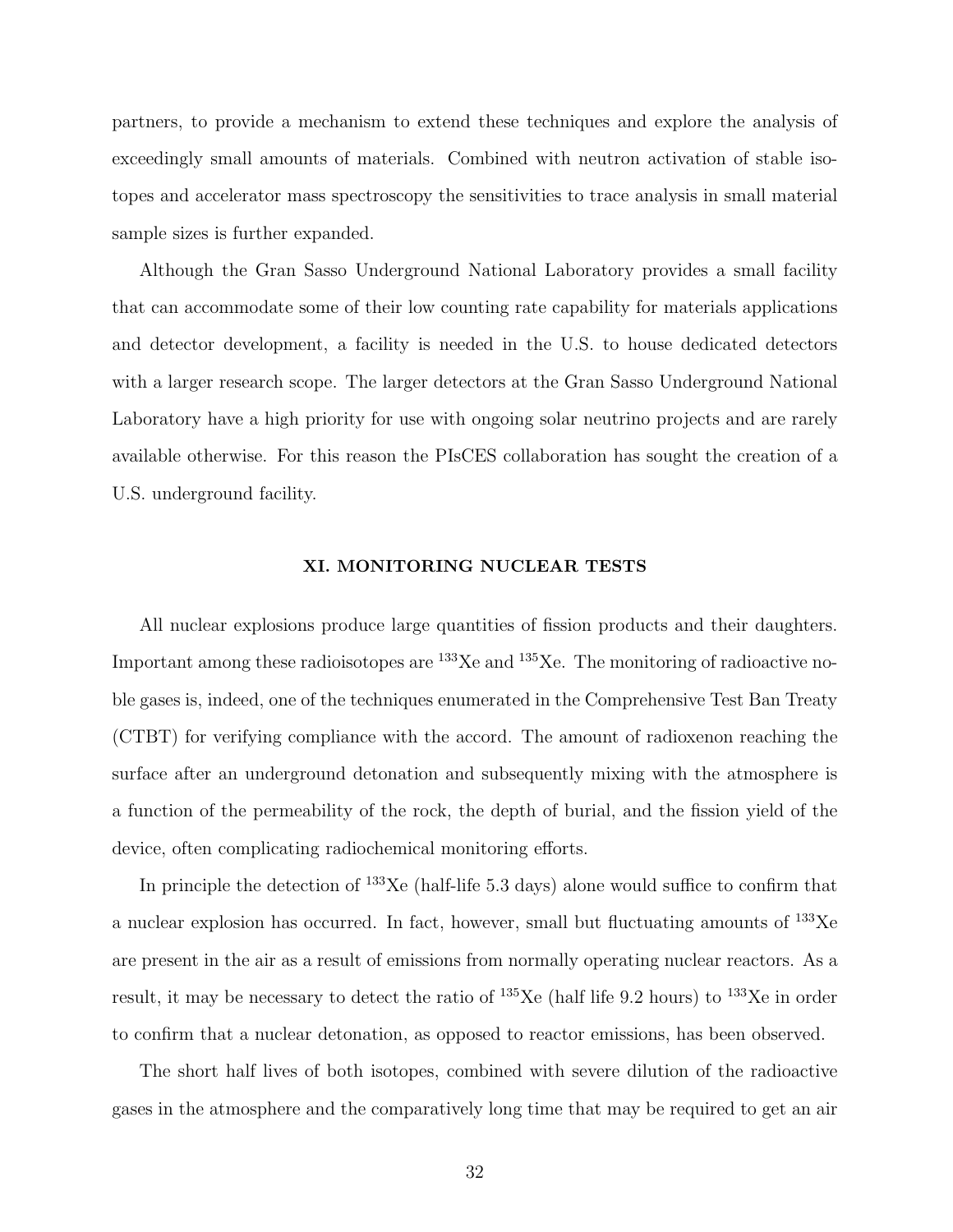partners, to provide a mechanism to extend these techniques and explore the analysis of exceedingly small amounts of materials. Combined with neutron activation of stable isotopes and accelerator mass spectroscopy the sensitivities to trace analysis in small material sample sizes is further expanded.

Although the Gran Sasso Underground National Laboratory provides a small facility that can accommodate some of their low counting rate capability for materials applications and detector development, a facility is needed in the U.S. to house dedicated detectors with a larger research scope. The larger detectors at the Gran Sasso Underground National Laboratory have a high priority for use with ongoing solar neutrino projects and are rarely available otherwise. For this reason the PIsCES collaboration has sought the creation of a U.S. underground facility.

## XI. MONITORING NUCLEAR TESTS

All nuclear explosions produce large quantities of fission products and their daughters. Important among these radioisotopes are $^{133}$Xe and $^{135}$Xe. The monitoring of radioactive noble gases is, indeed, one of the techniques enumerated in the Comprehensive Test Ban Treaty (CTBT) for verifying compliance with the accord. The amount of radioxenon reaching the surface after an underground detonation and subsequently mixing with the atmosphere is a function of the permeability of the rock, the depth of burial, and the fission yield of the device, often complicating radiochemical monitoring efforts.

In principle the detection of $^{133}$Xe (half-life 5.3 days) alone would suffice to confirm that a nuclear explosion has occurred. In fact, however, small but fluctuating amounts of $^{133}$Xe are present in the air as a result of emissions from normally operating nuclear reactors. As a result, it may be necessary to detect the ratio of $^{135}$Xe (half life 9.2 hours) to $^{133}$Xe in order to confirm that a nuclear detonation, as opposed to reactor emissions, has been observed.

The short half lives of both isotopes, combined with severe dilution of the radioactive gases in the atmosphere and the comparatively long time that may be required to get an air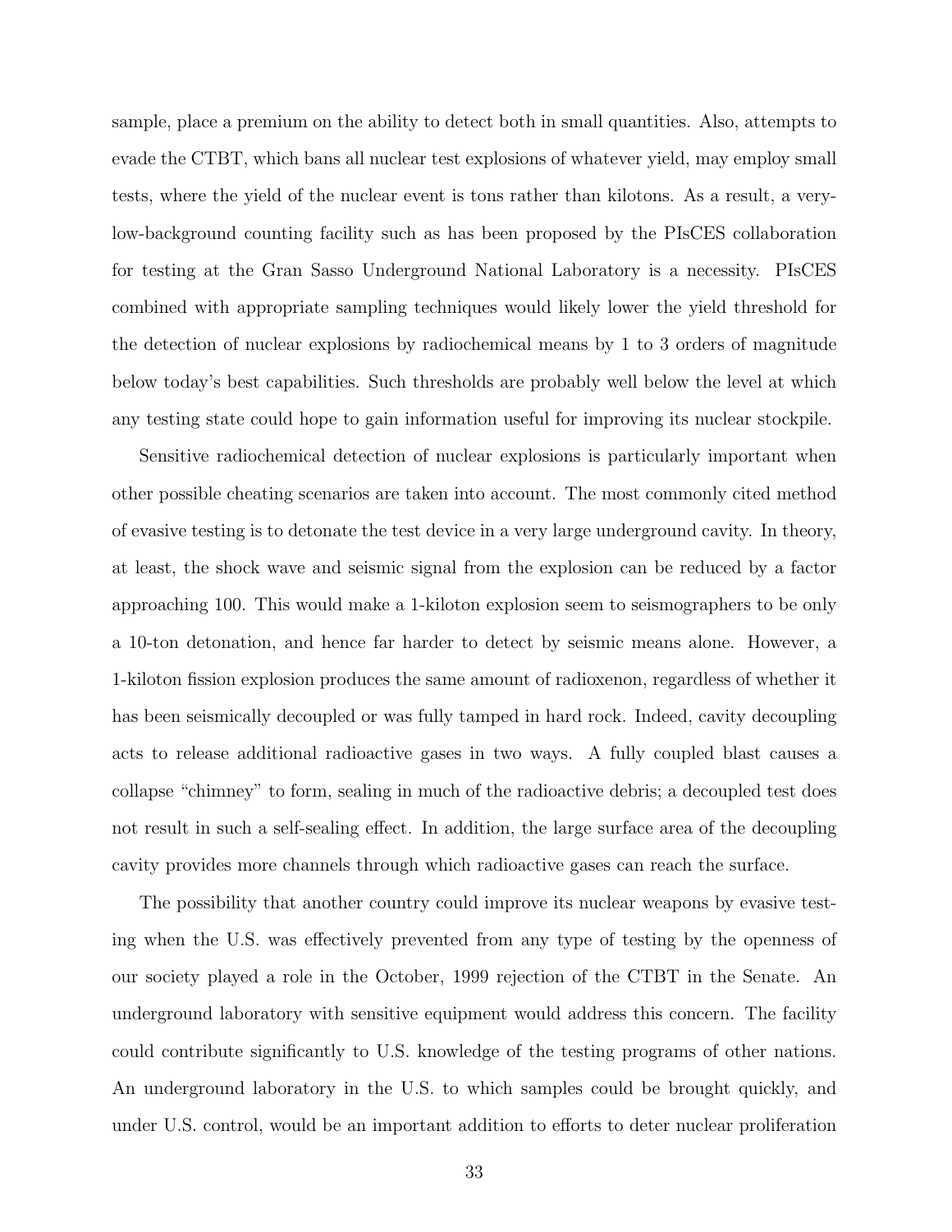sample, place a premium on the ability to detect both in small quantities. Also, attempts to evade the CTBT, which bans all nuclear test explosions of whatever yield, may employ small tests, where the yield of the nuclear event is tons rather than kilotons. As a result, a very-low-background counting facility such as has been proposed by the PIsCES collaboration for testing at the Gran Sasso Underground National Laboratory is a necessity. PIsCES combined with appropriate sampling techniques would likely lower the yield threshold for the detection of nuclear explosions by radiochemical means by 1 to 3 orders of magnitude below today's best capabilities. Such thresholds are probably well below the level at which any testing state could hope to gain information useful for improving its nuclear stockpile.

Sensitive radiochemical detection of nuclear explosions is particularly important when other possible cheating scenarios are taken into account. The most commonly cited method of evasive testing is to detonate the test device in a very large underground cavity. In theory, at least, the shock wave and seismic signal from the explosion can be reduced by a factor approaching 100. This would make a 1-kiloton explosion seem to seismographers to be only a 10-ton detonation, and hence far harder to detect by seismic means alone. However, a 1-kiloton fission explosion produces the same amount of radioxenon, regardless of whether it has been seismically decoupled or was fully tamped in hard rock. Indeed, cavity decoupling acts to release additional radioactive gases in two ways. A fully coupled blast causes a collapse "chimney" to form, sealing in much of the radioactive debris; a decoupled test does not result in such a self-sealing effect. In addition, the large surface area of the decoupling cavity provides more channels through which radioactive gases can reach the surface.

The possibility that another country could improve its nuclear weapons by evasive testing when the U.S. was effectively prevented from any type of testing by the openness of our society played a role in the October, 1999 rejection of the CTBT in the Senate. An underground laboratory with sensitive equipment would address this concern. The facility could contribute significantly to U.S. knowledge of the testing programs of other nations. An underground laboratory in the U.S. to which samples could be brought quickly, and under U.S. control, would be an important addition to efforts to deter nuclear proliferation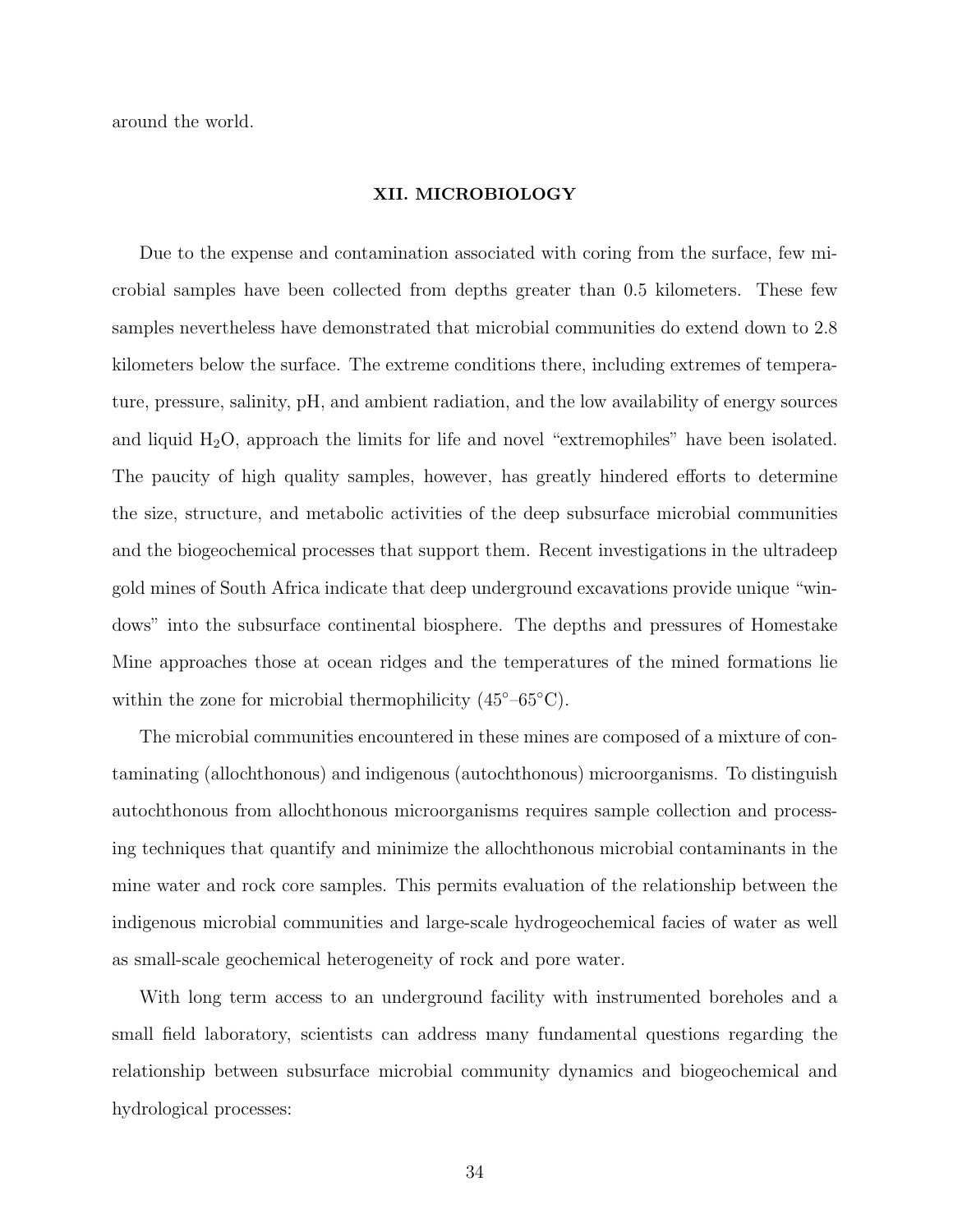around the world.

## XII. MICROBIOLOGY

Due to the expense and contamination associated with coring from the surface, few microbial samples have been collected from depths greater than 0.5 kilometers. These few samples nevertheless have demonstrated that microbial communities do extend down to 2.8 kilometers below the surface. The extreme conditions there, including extremes of temperature, pressure, salinity, pH, and ambient radiation, and the low availability of energy sources and liquid $H_2O$, approach the limits for life and novel "extremophiles" have been isolated. The paucity of high quality samples, however, has greatly hindered efforts to determine the size, structure, and metabolic activities of the deep subsurface microbial communities and the biogeochemical processes that support them. Recent investigations in the ultradeep gold mines of South Africa indicate that deep underground excavations provide unique "windows" into the subsurface continental biosphere. The depths and pressures of Homestake Mine approaches those at ocean ridges and the temperatures of the mined formations lie within the zone for microbial thermophilicity (45°–65°C).

The microbial communities encountered in these mines are composed of a mixture of contaminating (allochthonous) and indigenous (autochthonous) microorganisms. To distinguish autochthonous from allochthonous microorganisms requires sample collection and processing techniques that quantify and minimize the allochthonous microbial contaminants in the mine water and rock core samples. This permits evaluation of the relationship between the indigenous microbial communities and large-scale hydrogeochemical facies of water as well as small-scale geochemical heterogeneity of rock and pore water.

With long term access to an underground facility with instrumented boreholes and a small field laboratory, scientists can address many fundamental questions regarding the relationship between subsurface microbial community dynamics and biogeochemical and hydrological processes: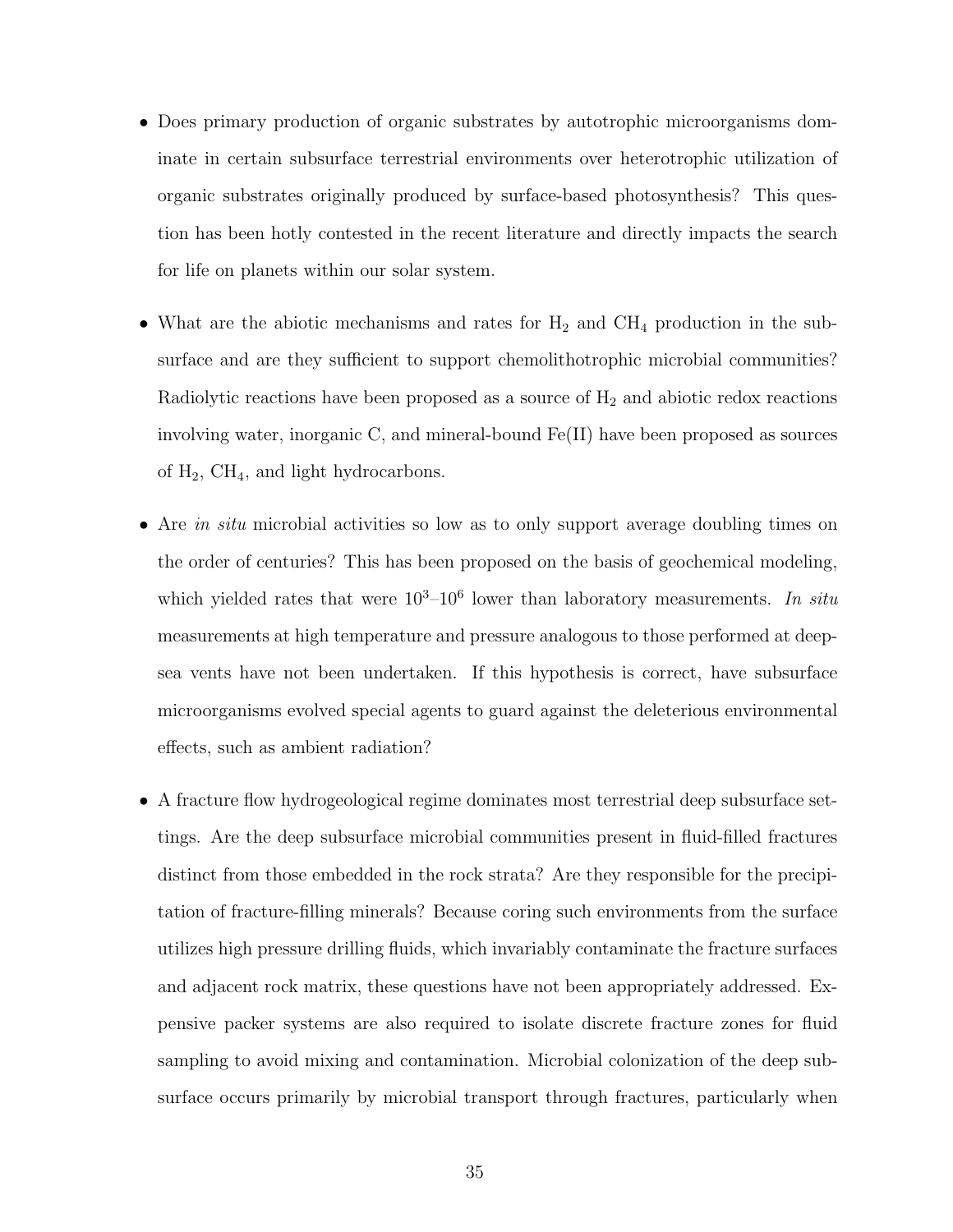- Does primary production of organic substrates by autotrophic microorganisms dominate in certain subsurface terrestrial environments over heterotrophic utilization of organic substrates originally produced by surface-based photosynthesis? This question has been hotly contested in the recent literature and directly impacts the search for life on planets within our solar system.

- What are the abiotic mechanisms and rates for $H_2$ and $CH_4$ production in the subsurface and are they sufficient to support chemolithotrophic microbial communities? Radiolytic reactions have been proposed as a source of $H_2$ and abiotic redox reactions involving water, inorganic C, and mineral-bound Fe(II) have been proposed as sources of $H_2$, $CH_4$, and light hydrocarbons.

- Are *in situ* microbial activities so low as to only support average doubling times on the order of centuries? This has been proposed on the basis of geochemical modeling, which yielded rates that were $10^3$–$10^6$ lower than laboratory measurements. *In situ* measurements at high temperature and pressure analogous to those performed at deep-sea vents have not been undertaken. If this hypothesis is correct, have subsurface microorganisms evolved special agents to guard against the deleterious environmental effects, such as ambient radiation?

- A fracture flow hydrogeological regime dominates most terrestrial deep subsurface settings. Are the deep subsurface microbial communities present in fluid-filled fractures distinct from those embedded in the rock strata? Are they responsible for the precipitation of fracture-filling minerals? Because coring such environments from the surface utilizes high pressure drilling fluids, which invariably contaminate the fracture surfaces and adjacent rock matrix, these questions have not been appropriately addressed. Expensive packer systems are also required to isolate discrete fracture zones for fluid sampling to avoid mixing and contamination. Microbial colonization of the deep subsurface occurs primarily by microbial transport through fractures, particularly when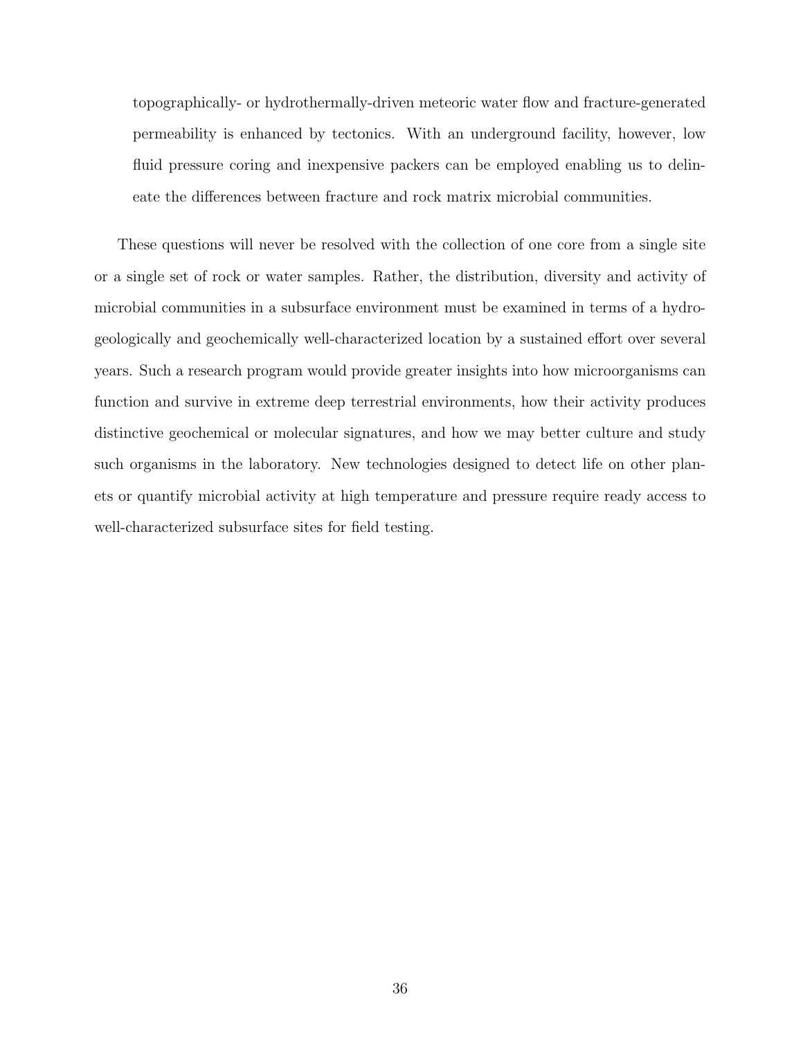topographically- or hydrothermally-driven meteoric water flow and fracture-generated permeability is enhanced by tectonics. With an underground facility, however, low fluid pressure coring and inexpensive packers can be employed enabling us to delineate the differences between fracture and rock matrix microbial communities.

These questions will never be resolved with the collection of one core from a single site or a single set of rock or water samples. Rather, the distribution, diversity and activity of microbial communities in a subsurface environment must be examined in terms of a hydrogeologically and geochemically well-characterized location by a sustained effort over several years. Such a research program would provide greater insights into how microorganisms can function and survive in extreme deep terrestrial environments, how their activity produces distinctive geochemical or molecular signatures, and how we may better culture and study such organisms in the laboratory. New technologies designed to detect life on other planets or quantify microbial activity at high temperature and pressure require ready access to well-characterized subsurface sites for field testing.